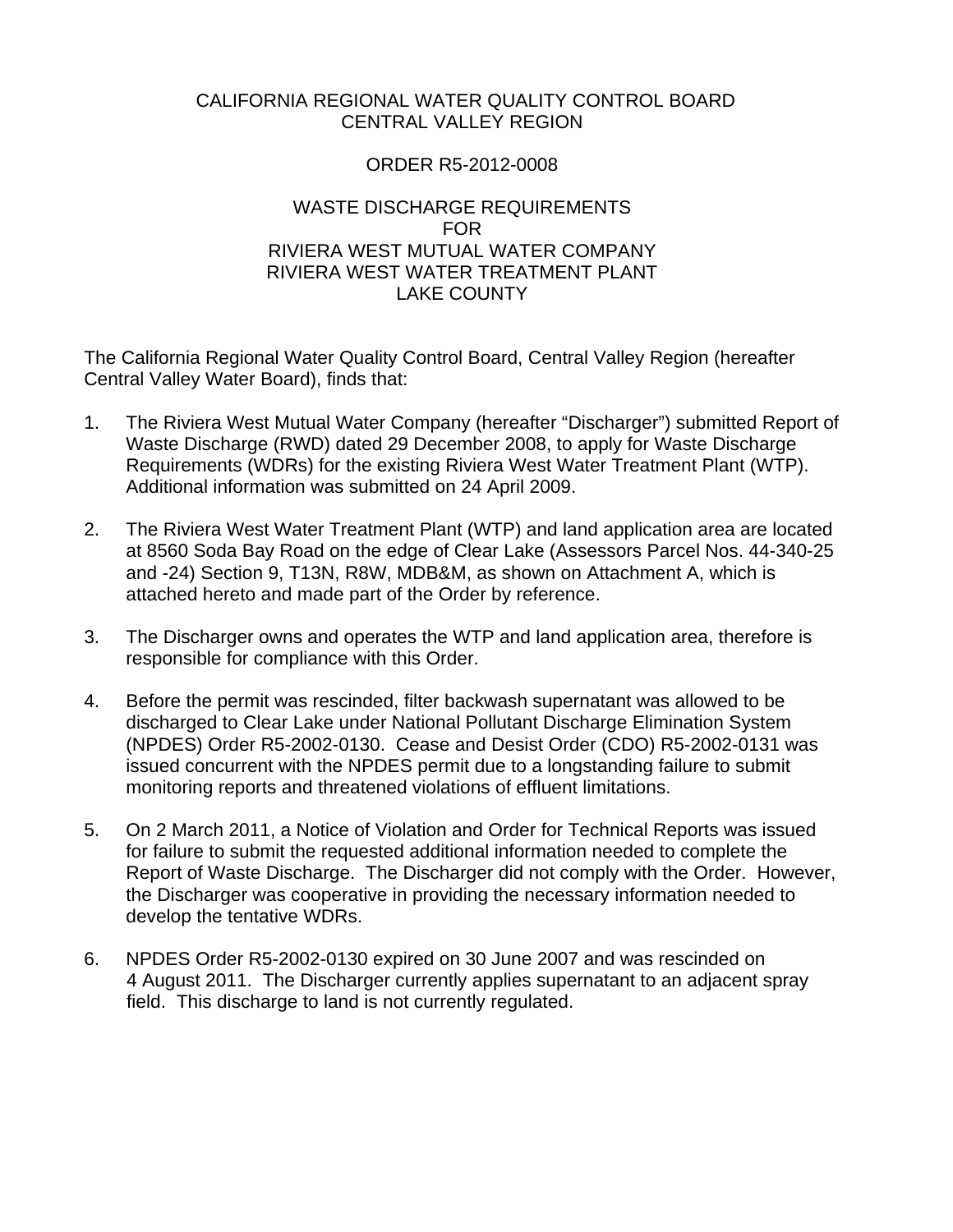CALIFORNIA REGIONAL WATER QUALITY CONTROL BOARD
CENTRAL VALLEY REGION

ORDER R5-2012-0008

WASTE DISCHARGE REQUIREMENTS
FOR
RIVIERA WEST MUTUAL WATER COMPANY
RIVIERA WEST WATER TREATMENT PLANT
LAKE COUNTY

The California Regional Water Quality Control Board, Central Valley Region (hereafter Central Valley Water Board), finds that:

1. The Riviera West Mutual Water Company (hereafter "Discharger") submitted Report of Waste Discharge (RWD) dated 29 December 2008, to apply for Waste Discharge Requirements (WDRs) for the existing Riviera West Water Treatment Plant (WTP). Additional information was submitted on 24 April 2009.

2. The Riviera West Water Treatment Plant (WTP) and land application area are located at 8560 Soda Bay Road on the edge of Clear Lake (Assessors Parcel Nos. 44-340-25 and -24) Section 9, T13N, R8W, MDB&M, as shown on Attachment A, which is attached hereto and made part of the Order by reference.

3. The Discharger owns and operates the WTP and land application area, therefore is responsible for compliance with this Order.

4. Before the permit was rescinded, filter backwash supernatant was allowed to be discharged to Clear Lake under National Pollutant Discharge Elimination System (NPDES) Order R5-2002-0130. Cease and Desist Order (CDO) R5-2002-0131 was issued concurrent with the NPDES permit due to a longstanding failure to submit monitoring reports and threatened violations of effluent limitations.

5. On 2 March 2011, a Notice of Violation and Order for Technical Reports was issued for failure to submit the requested additional information needed to complete the Report of Waste Discharge. The Discharger did not comply with the Order. However, the Discharger was cooperative in providing the necessary information needed to develop the tentative WDRs.

6. NPDES Order R5-2002-0130 expired on 30 June 2007 and was rescinded on 4 August 2011. The Discharger currently applies supernatant to an adjacent spray field. This discharge to land is not currently regulated.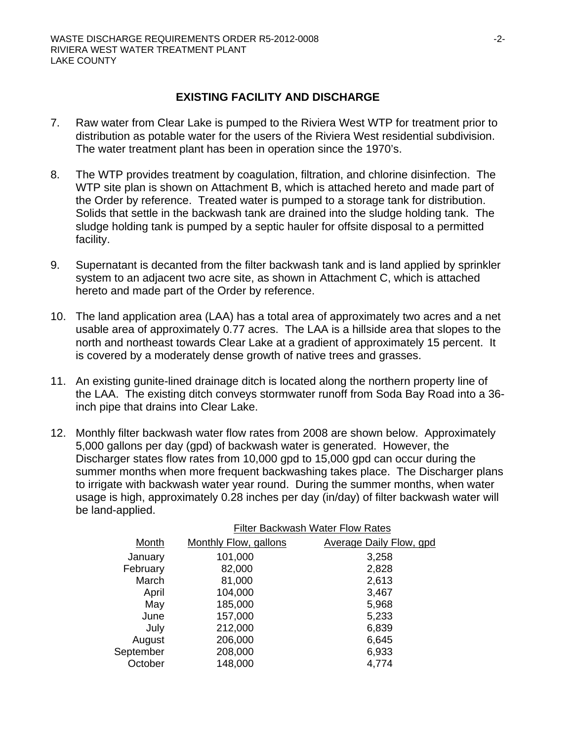## EXISTING FACILITY AND DISCHARGE

7. Raw water from Clear Lake is pumped to the Riviera West WTP for treatment prior to distribution as potable water for the users of the Riviera West residential subdivision. The water treatment plant has been in operation since the 1970's.

8. The WTP provides treatment by coagulation, filtration, and chlorine disinfection. The WTP site plan is shown on Attachment B, which is attached hereto and made part of the Order by reference. Treated water is pumped to a storage tank for distribution. Solids that settle in the backwash tank are drained into the sludge holding tank. The sludge holding tank is pumped by a septic hauler for offsite disposal to a permitted facility.

9. Supernatant is decanted from the filter backwash tank and is land applied by sprinkler system to an adjacent two acre site, as shown in Attachment C, which is attached hereto and made part of the Order by reference.

10. The land application area (LAA) has a total area of approximately two acres and a net usable area of approximately 0.77 acres. The LAA is a hillside area that slopes to the north and northeast towards Clear Lake at a gradient of approximately 15 percent. It is covered by a moderately dense growth of native trees and grasses.

11. An existing gunite-lined drainage ditch is located along the northern property line of the LAA. The existing ditch conveys stormwater runoff from Soda Bay Road into a 36-inch pipe that drains into Clear Lake.

12. Monthly filter backwash water flow rates from 2008 are shown below. Approximately 5,000 gallons per day (gpd) of backwash water is generated. However, the Discharger states flow rates from 10,000 gpd to 15,000 gpd can occur during the summer months when more frequent backwashing takes place. The Discharger plans to irrigate with backwash water year round. During the summer months, when water usage is high, approximately 0.28 inches per day (in/day) of filter backwash water will be land-applied.

Filter Backwash Water Flow Rates

| Month | Monthly Flow, gallons | Average Daily Flow, gpd |
|---|---|---|
| January | 101,000 | 3,258 |
| February | 82,000 | 2,828 |
| March | 81,000 | 2,613 |
| April | 104,000 | 3,467 |
| May | 185,000 | 5,968 |
| June | 157,000 | 5,233 |
| July | 212,000 | 6,839 |
| August | 206,000 | 6,645 |
| September | 208,000 | 6,933 |
| October | 148,000 | 4,774 |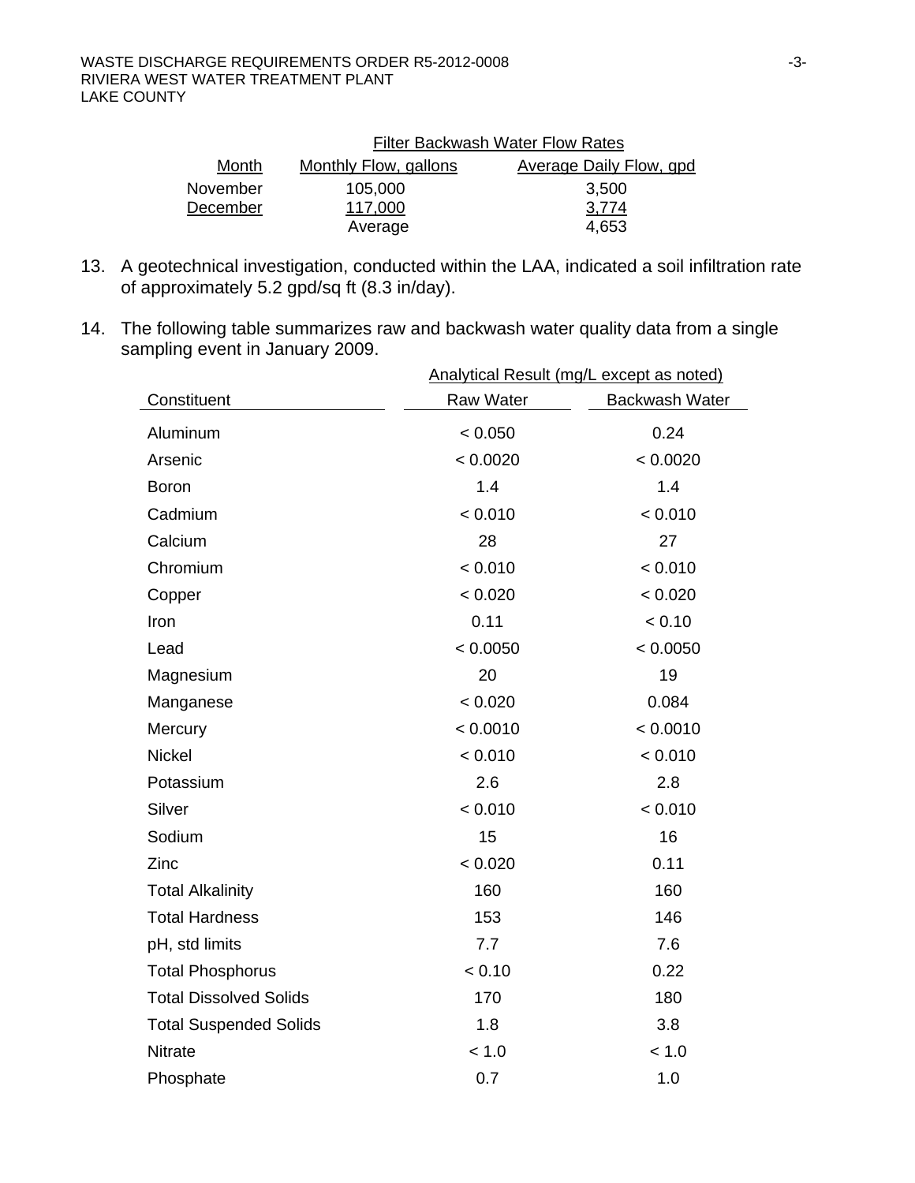Filter Backwash Water Flow Rates

| Month | Monthly Flow, gallons | Average Daily Flow, gpd |
|---|---|---|
| November | 105,000 | 3,500 |
| December | 117,000 | 3,774 |
| | Average | 4,653 |

13. A geotechnical investigation, conducted within the LAA, indicated a soil infiltration rate of approximately 5.2 gpd/sq ft (8.3 in/day).

14. The following table summarizes raw and backwash water quality data from a single sampling event in January 2009.

| Constituent | Analytical Result (mg/L except as noted) | |
|---|---|---|
| | Raw Water | Backwash Water |
| Aluminum | < 0.050 | 0.24 |
| Arsenic | < 0.0020 | < 0.0020 |
| Boron | 1.4 | 1.4 |
| Cadmium | < 0.010 | < 0.010 |
| Calcium | 28 | 27 |
| Chromium | < 0.010 | < 0.010 |
| Copper | < 0.020 | < 0.020 |
| Iron | 0.11 | < 0.10 |
| Lead | < 0.0050 | < 0.0050 |
| Magnesium | 20 | 19 |
| Manganese | < 0.020 | 0.084 |
| Mercury | < 0.0010 | < 0.0010 |
| Nickel | < 0.010 | < 0.010 |
| Potassium | 2.6 | 2.8 |
| Silver | < 0.010 | < 0.010 |
| Sodium | 15 | 16 |
| Zinc | < 0.020 | 0.11 |
| Total Alkalinity | 160 | 160 |
| Total Hardness | 153 | 146 |
| pH, std limits | 7.7 | 7.6 |
| Total Phosphorus | < 0.10 | 0.22 |
| Total Dissolved Solids | 170 | 180 |
| Total Suspended Solids | 1.8 | 3.8 |
| Nitrate | < 1.0 | < 1.0 |
| Phosphate | 0.7 | 1.0 |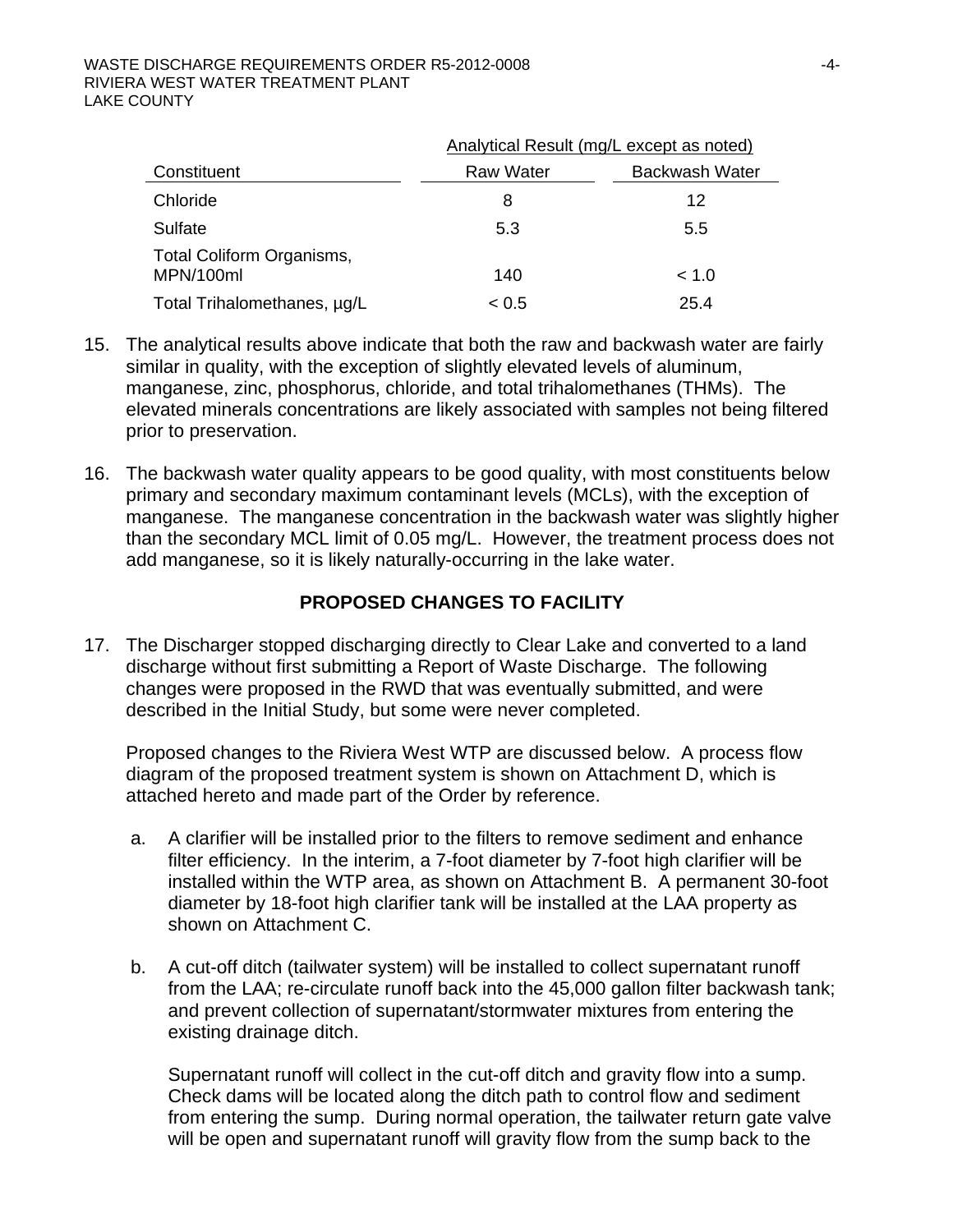| Constituent | Analytical Result (mg/L except as noted) | |
|---|---|---|
| | Raw Water | Backwash Water |
| Chloride | 8 | 12 |
| Sulfate | 5.3 | 5.5 |
| Total Coliform Organisms, MPN/100ml | 140 | < 1.0 |
| Total Trihalomethanes, µg/L | < 0.5 | 25.4 |

15. The analytical results above indicate that both the raw and backwash water are fairly similar in quality, with the exception of slightly elevated levels of aluminum, manganese, zinc, phosphorus, chloride, and total trihalomethanes (THMs). The elevated minerals concentrations are likely associated with samples not being filtered prior to preservation.

16. The backwash water quality appears to be good quality, with most constituents below primary and secondary maximum contaminant levels (MCLs), with the exception of manganese. The manganese concentration in the backwash water was slightly higher than the secondary MCL limit of 0.05 mg/L. However, the treatment process does not add manganese, so it is likely naturally-occurring in the lake water.

## PROPOSED CHANGES TO FACILITY

17. The Discharger stopped discharging directly to Clear Lake and converted to a land discharge without first submitting a Report of Waste Discharge. The following changes were proposed in the RWD that was eventually submitted, and were described in the Initial Study, but some were never completed.

    Proposed changes to the Riviera West WTP are discussed below. A process flow diagram of the proposed treatment system is shown on Attachment D, which is attached hereto and made part of the Order by reference.

    a. A clarifier will be installed prior to the filters to remove sediment and enhance filter efficiency. In the interim, a 7-foot diameter by 7-foot high clarifier will be installed within the WTP area, as shown on Attachment B. A permanent 30-foot diameter by 18-foot high clarifier tank will be installed at the LAA property as shown on Attachment C.

    b. A cut-off ditch (tailwater system) will be installed to collect supernatant runoff from the LAA; re-circulate runoff back into the 45,000 gallon filter backwash tank; and prevent collection of supernatant/stormwater mixtures from entering the existing drainage ditch.

       Supernatant runoff will collect in the cut-off ditch and gravity flow into a sump. Check dams will be located along the ditch path to control flow and sediment from entering the sump. During normal operation, the tailwater return gate valve will be open and supernatant runoff will gravity flow from the sump back to the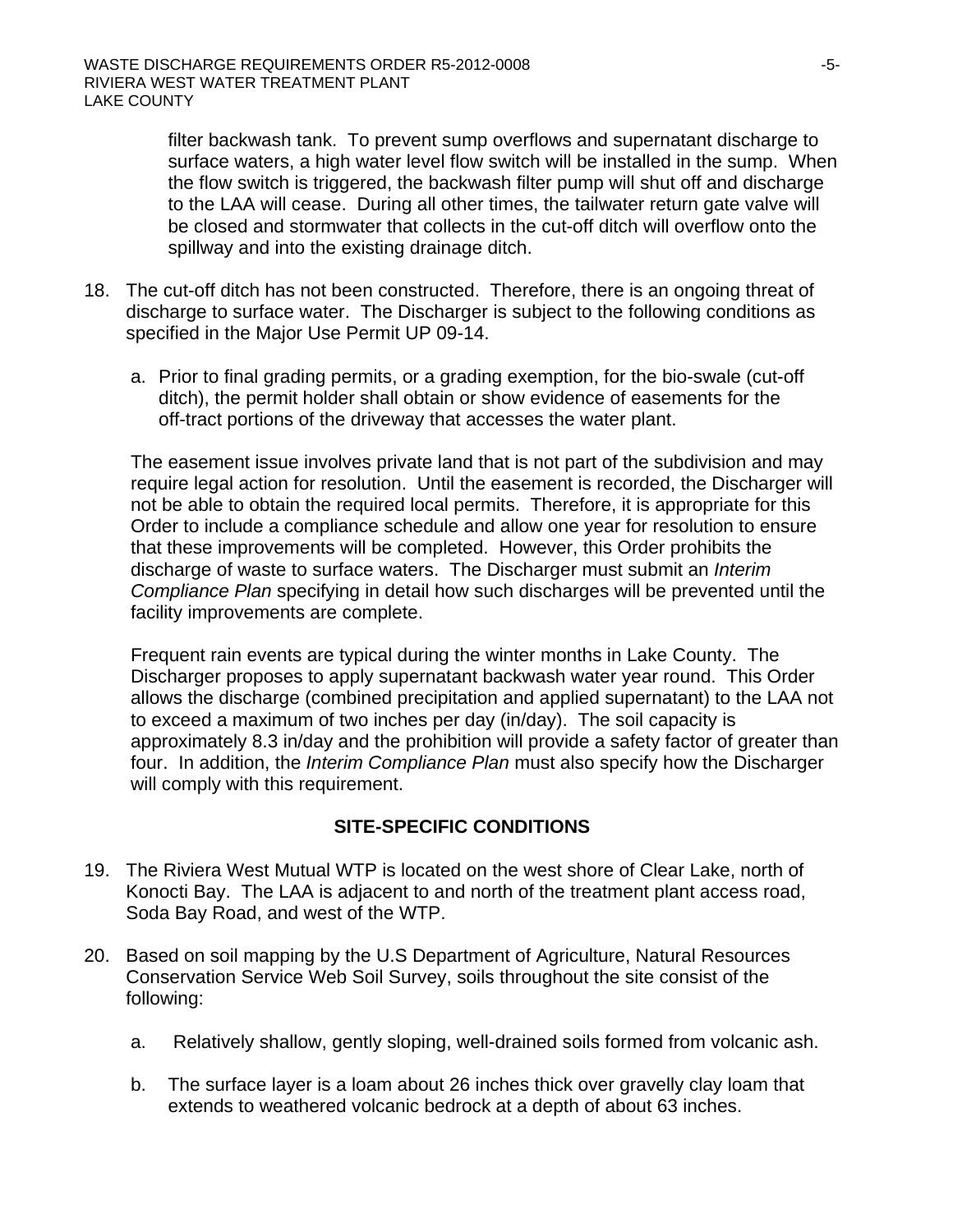filter backwash tank. To prevent sump overflows and supernatant discharge to surface waters, a high water level flow switch will be installed in the sump. When the flow switch is triggered, the backwash filter pump will shut off and discharge to the LAA will cease. During all other times, the tailwater return gate valve will be closed and stormwater that collects in the cut-off ditch will overflow onto the spillway and into the existing drainage ditch.

18. The cut-off ditch has not been constructed. Therefore, there is an ongoing threat of discharge to surface water. The Discharger is subject to the following conditions as specified in the Major Use Permit UP 09-14.

    a. Prior to final grading permits, or a grading exemption, for the bio-swale (cut-off ditch), the permit holder shall obtain or show evidence of easements for the off-tract portions of the driveway that accesses the water plant.

    The easement issue involves private land that is not part of the subdivision and may require legal action for resolution. Until the easement is recorded, the Discharger will not be able to obtain the required local permits. Therefore, it is appropriate for this Order to include a compliance schedule and allow one year for resolution to ensure that these improvements will be completed. However, this Order prohibits the discharge of waste to surface waters. The Discharger must submit an *Interim Compliance Plan* specifying in detail how such discharges will be prevented until the facility improvements are complete.

    Frequent rain events are typical during the winter months in Lake County. The Discharger proposes to apply supernatant backwash water year round. This Order allows the discharge (combined precipitation and applied supernatant) to the LAA not to exceed a maximum of two inches per day (in/day). The soil capacity is approximately 8.3 in/day and the prohibition will provide a safety factor of greater than four. In addition, the *Interim Compliance Plan* must also specify how the Discharger will comply with this requirement.

## SITE-SPECIFIC CONDITIONS

19. The Riviera West Mutual WTP is located on the west shore of Clear Lake, north of Konocti Bay. The LAA is adjacent to and north of the treatment plant access road, Soda Bay Road, and west of the WTP.

20. Based on soil mapping by the U.S Department of Agriculture, Natural Resources Conservation Service Web Soil Survey, soils throughout the site consist of the following:

    a. Relatively shallow, gently sloping, well-drained soils formed from volcanic ash.

    b. The surface layer is a loam about 26 inches thick over gravelly clay loam that extends to weathered volcanic bedrock at a depth of about 63 inches.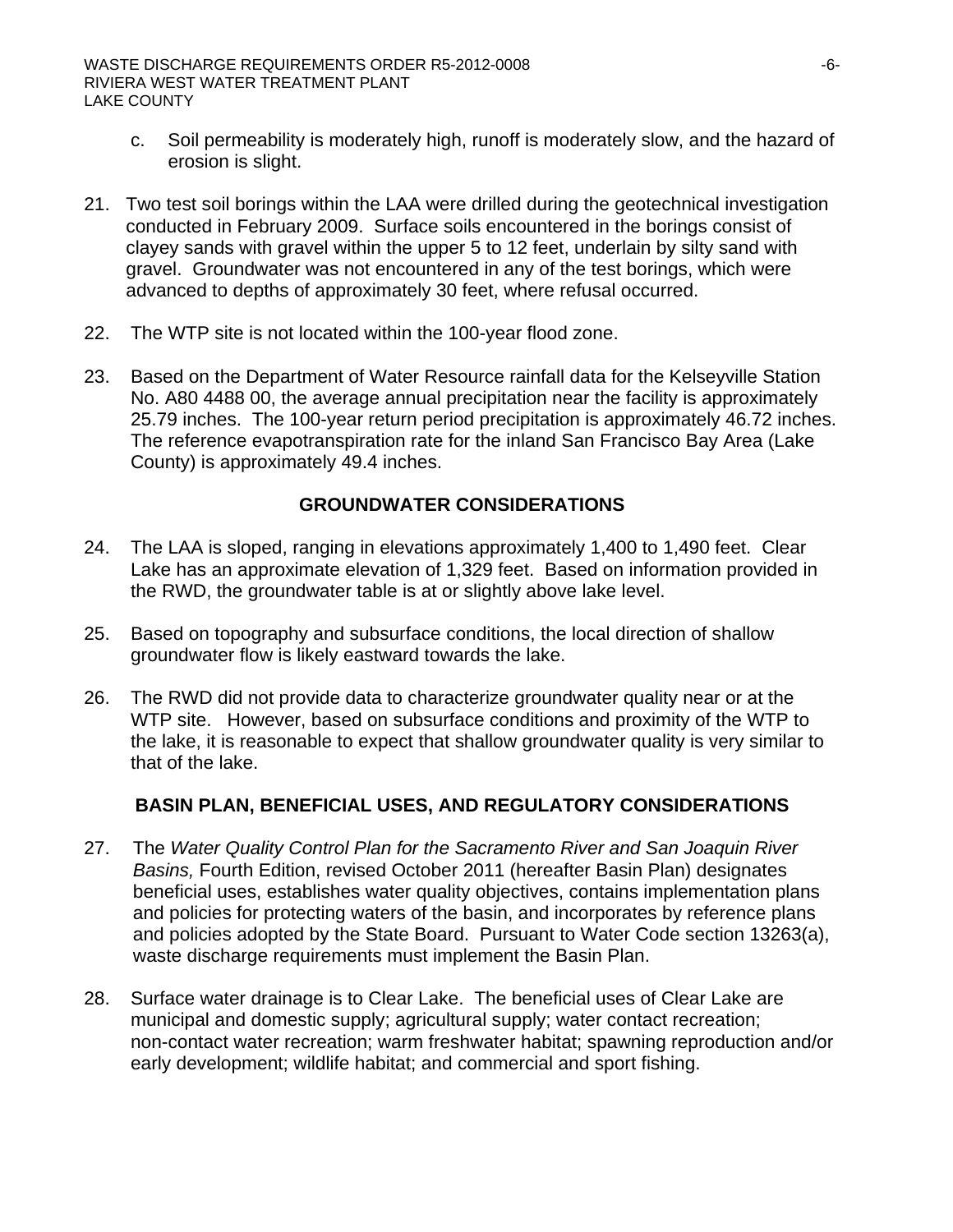c. Soil permeability is moderately high, runoff is moderately slow, and the hazard of erosion is slight.

21. Two test soil borings within the LAA were drilled during the geotechnical investigation conducted in February 2009. Surface soils encountered in the borings consist of clayey sands with gravel within the upper 5 to 12 feet, underlain by silty sand with gravel. Groundwater was not encountered in any of the test borings, which were advanced to depths of approximately 30 feet, where refusal occurred.

22. The WTP site is not located within the 100-year flood zone.

23. Based on the Department of Water Resource rainfall data for the Kelseyville Station No. A80 4488 00, the average annual precipitation near the facility is approximately 25.79 inches. The 100-year return period precipitation is approximately 46.72 inches. The reference evapotranspiration rate for the inland San Francisco Bay Area (Lake County) is approximately 49.4 inches.

## GROUNDWATER CONSIDERATIONS

24. The LAA is sloped, ranging in elevations approximately 1,400 to 1,490 feet. Clear Lake has an approximate elevation of 1,329 feet. Based on information provided in the RWD, the groundwater table is at or slightly above lake level.

25. Based on topography and subsurface conditions, the local direction of shallow groundwater flow is likely eastward towards the lake.

26. The RWD did not provide data to characterize groundwater quality near or at the WTP site. However, based on subsurface conditions and proximity of the WTP to the lake, it is reasonable to expect that shallow groundwater quality is very similar to that of the lake.

## BASIN PLAN, BENEFICIAL USES, AND REGULATORY CONSIDERATIONS

27. The *Water Quality Control Plan for the Sacramento River and San Joaquin River Basins,* Fourth Edition, revised October 2011 (hereafter Basin Plan) designates beneficial uses, establishes water quality objectives, contains implementation plans and policies for protecting waters of the basin, and incorporates by reference plans and policies adopted by the State Board. Pursuant to Water Code section 13263(a), waste discharge requirements must implement the Basin Plan.

28. Surface water drainage is to Clear Lake. The beneficial uses of Clear Lake are municipal and domestic supply; agricultural supply; water contact recreation; non-contact water recreation; warm freshwater habitat; spawning reproduction and/or early development; wildlife habitat; and commercial and sport fishing.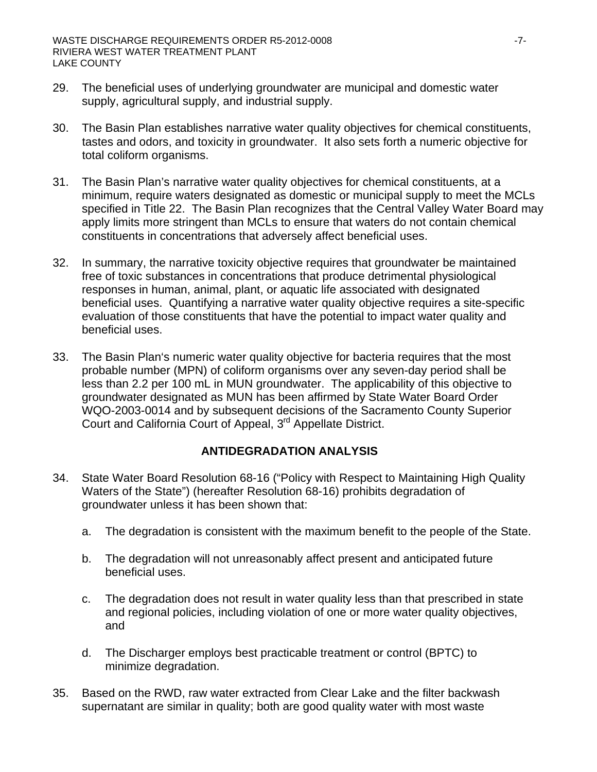29. The beneficial uses of underlying groundwater are municipal and domestic water supply, agricultural supply, and industrial supply.

30. The Basin Plan establishes narrative water quality objectives for chemical constituents, tastes and odors, and toxicity in groundwater. It also sets forth a numeric objective for total coliform organisms.

31. The Basin Plan's narrative water quality objectives for chemical constituents, at a minimum, require waters designated as domestic or municipal supply to meet the MCLs specified in Title 22. The Basin Plan recognizes that the Central Valley Water Board may apply limits more stringent than MCLs to ensure that waters do not contain chemical constituents in concentrations that adversely affect beneficial uses.

32. In summary, the narrative toxicity objective requires that groundwater be maintained free of toxic substances in concentrations that produce detrimental physiological responses in human, animal, plant, or aquatic life associated with designated beneficial uses. Quantifying a narrative water quality objective requires a site-specific evaluation of those constituents that have the potential to impact water quality and beneficial uses.

33. The Basin Plan's numeric water quality objective for bacteria requires that the most probable number (MPN) of coliform organisms over any seven-day period shall be less than 2.2 per 100 mL in MUN groundwater. The applicability of this objective to groundwater designated as MUN has been affirmed by State Water Board Order WQO-2003-0014 and by subsequent decisions of the Sacramento County Superior Court and California Court of Appeal, 3rd Appellate District.

## ANTIDEGRADATION ANALYSIS

34. State Water Board Resolution 68-16 ("Policy with Respect to Maintaining High Quality Waters of the State") (hereafter Resolution 68-16) prohibits degradation of groundwater unless it has been shown that:

    a. The degradation is consistent with the maximum benefit to the people of the State.

    b. The degradation will not unreasonably affect present and anticipated future beneficial uses.

    c. The degradation does not result in water quality less than that prescribed in state and regional policies, including violation of one or more water quality objectives, and

    d. The Discharger employs best practicable treatment or control (BPTC) to minimize degradation.

35. Based on the RWD, raw water extracted from Clear Lake and the filter backwash supernatant are similar in quality; both are good quality water with most waste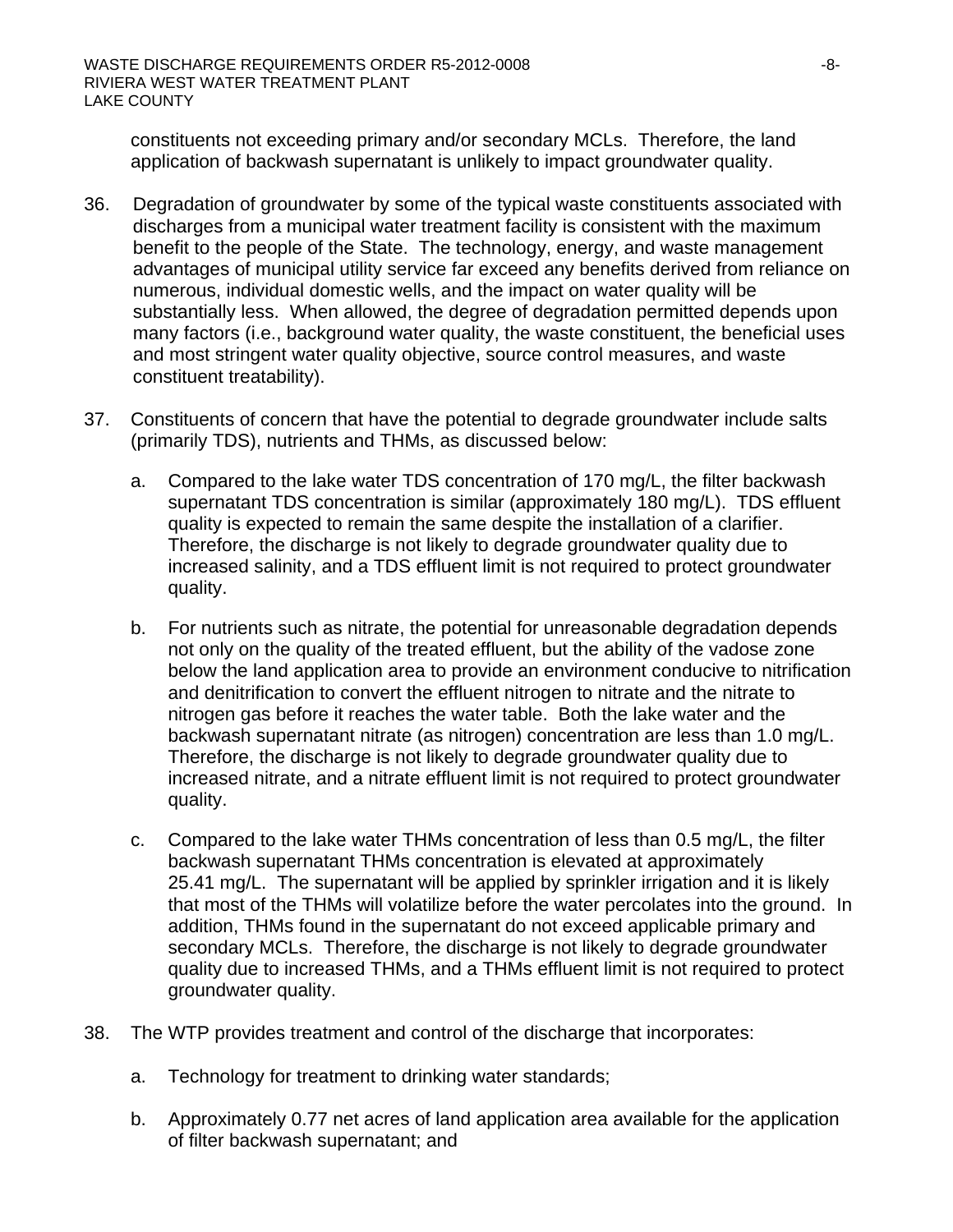constituents not exceeding primary and/or secondary MCLs. Therefore, the land application of backwash supernatant is unlikely to impact groundwater quality.

36. Degradation of groundwater by some of the typical waste constituents associated with discharges from a municipal water treatment facility is consistent with the maximum benefit to the people of the State. The technology, energy, and waste management advantages of municipal utility service far exceed any benefits derived from reliance on numerous, individual domestic wells, and the impact on water quality will be substantially less. When allowed, the degree of degradation permitted depends upon many factors (i.e., background water quality, the waste constituent, the beneficial uses and most stringent water quality objective, source control measures, and waste constituent treatability).

37. Constituents of concern that have the potential to degrade groundwater include salts (primarily TDS), nutrients and THMs, as discussed below:

    a. Compared to the lake water TDS concentration of 170 mg/L, the filter backwash supernatant TDS concentration is similar (approximately 180 mg/L). TDS effluent quality is expected to remain the same despite the installation of a clarifier. Therefore, the discharge is not likely to degrade groundwater quality due to increased salinity, and a TDS effluent limit is not required to protect groundwater quality.

    b. For nutrients such as nitrate, the potential for unreasonable degradation depends not only on the quality of the treated effluent, but the ability of the vadose zone below the land application area to provide an environment conducive to nitrification and denitrification to convert the effluent nitrogen to nitrate and the nitrate to nitrogen gas before it reaches the water table. Both the lake water and the backwash supernatant nitrate (as nitrogen) concentration are less than 1.0 mg/L. Therefore, the discharge is not likely to degrade groundwater quality due to increased nitrate, and a nitrate effluent limit is not required to protect groundwater quality.

    c. Compared to the lake water THMs concentration of less than 0.5 mg/L, the filter backwash supernatant THMs concentration is elevated at approximately 25.41 mg/L. The supernatant will be applied by sprinkler irrigation and it is likely that most of the THMs will volatilize before the water percolates into the ground. In addition, THMs found in the supernatant do not exceed applicable primary and secondary MCLs. Therefore, the discharge is not likely to degrade groundwater quality due to increased THMs, and a THMs effluent limit is not required to protect groundwater quality.

38. The WTP provides treatment and control of the discharge that incorporates:

    a. Technology for treatment to drinking water standards;

    b. Approximately 0.77 net acres of land application area available for the application of filter backwash supernatant; and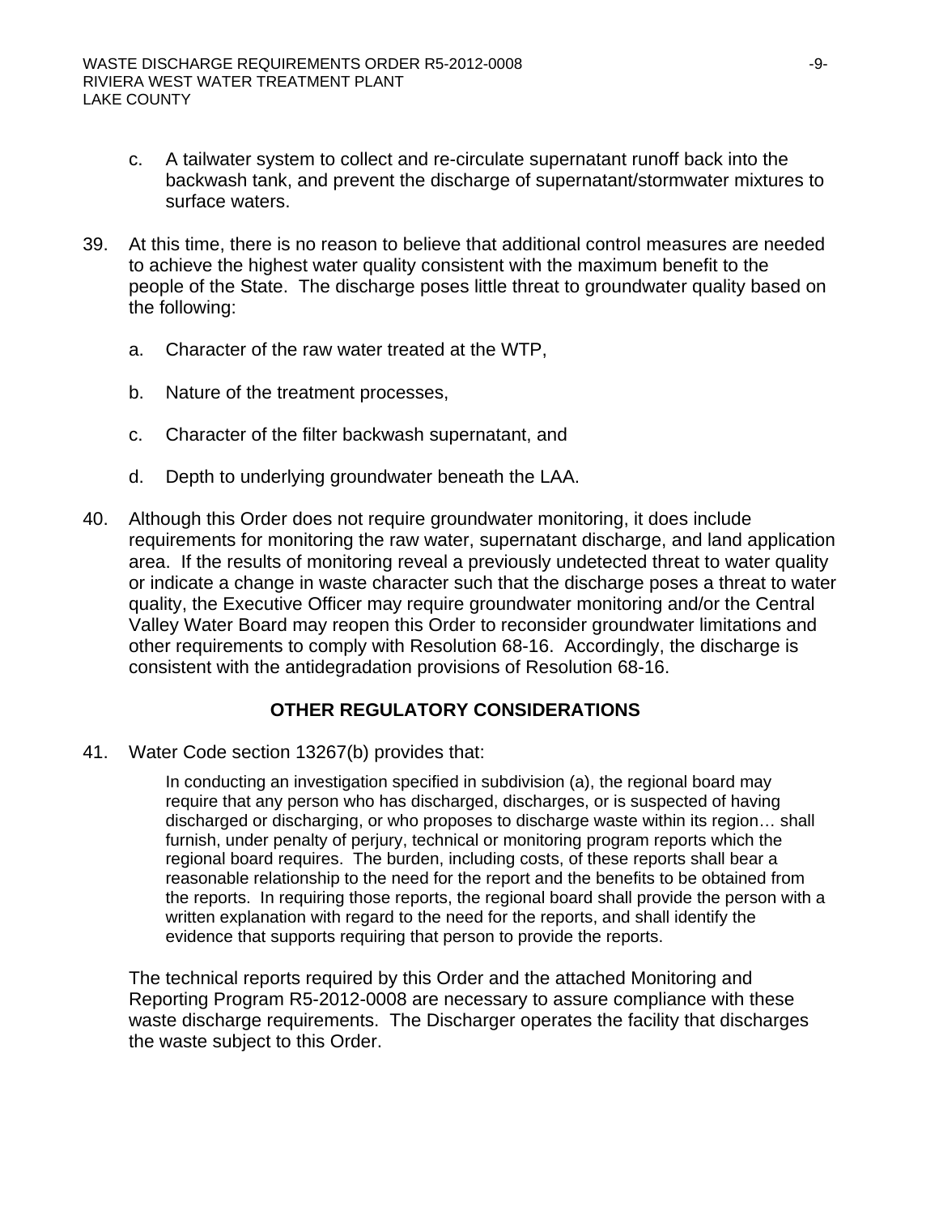c. A tailwater system to collect and re-circulate supernatant runoff back into the backwash tank, and prevent the discharge of supernatant/stormwater mixtures to surface waters.

39. At this time, there is no reason to believe that additional control measures are needed to achieve the highest water quality consistent with the maximum benefit to the people of the State. The discharge poses little threat to groundwater quality based on the following:

    a. Character of the raw water treated at the WTP,

    b. Nature of the treatment processes,

    c. Character of the filter backwash supernatant, and

    d. Depth to underlying groundwater beneath the LAA.

40. Although this Order does not require groundwater monitoring, it does include requirements for monitoring the raw water, supernatant discharge, and land application area. If the results of monitoring reveal a previously undetected threat to water quality or indicate a change in waste character such that the discharge poses a threat to water quality, the Executive Officer may require groundwater monitoring and/or the Central Valley Water Board may reopen this Order to reconsider groundwater limitations and other requirements to comply with Resolution 68-16. Accordingly, the discharge is consistent with the antidegradation provisions of Resolution 68-16.

## OTHER REGULATORY CONSIDERATIONS

41. Water Code section 13267(b) provides that:

    > In conducting an investigation specified in subdivision (a), the regional board may require that any person who has discharged, discharges, or is suspected of having discharged or discharging, or who proposes to discharge waste within its region… shall furnish, under penalty of perjury, technical or monitoring program reports which the regional board requires. The burden, including costs, of these reports shall bear a reasonable relationship to the need for the report and the benefits to be obtained from the reports. In requiring those reports, the regional board shall provide the person with a written explanation with regard to the need for the reports, and shall identify the evidence that supports requiring that person to provide the reports.

    The technical reports required by this Order and the attached Monitoring and Reporting Program R5-2012-0008 are necessary to assure compliance with these waste discharge requirements. The Discharger operates the facility that discharges the waste subject to this Order.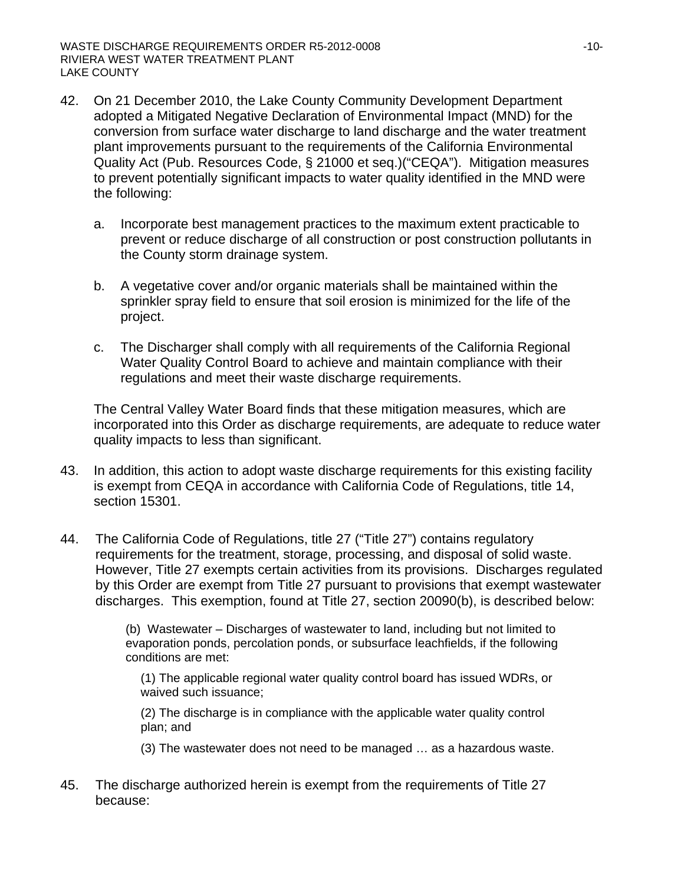42. On 21 December 2010, the Lake County Community Development Department adopted a Mitigated Negative Declaration of Environmental Impact (MND) for the conversion from surface water discharge to land discharge and the water treatment plant improvements pursuant to the requirements of the California Environmental Quality Act (Pub. Resources Code, § 21000 et seq.)("CEQA"). Mitigation measures to prevent potentially significant impacts to water quality identified in the MND were the following:

    a. Incorporate best management practices to the maximum extent practicable to prevent or reduce discharge of all construction or post construction pollutants in the County storm drainage system.

    b. A vegetative cover and/or organic materials shall be maintained within the sprinkler spray field to ensure that soil erosion is minimized for the life of the project.

    c. The Discharger shall comply with all requirements of the California Regional Water Quality Control Board to achieve and maintain compliance with their regulations and meet their waste discharge requirements.

    The Central Valley Water Board finds that these mitigation measures, which are incorporated into this Order as discharge requirements, are adequate to reduce water quality impacts to less than significant.

43. In addition, this action to adopt waste discharge requirements for this existing facility is exempt from CEQA in accordance with California Code of Regulations, title 14, section 15301.

44. The California Code of Regulations, title 27 ("Title 27") contains regulatory requirements for the treatment, storage, processing, and disposal of solid waste. However, Title 27 exempts certain activities from its provisions. Discharges regulated by this Order are exempt from Title 27 pursuant to provisions that exempt wastewater discharges. This exemption, found at Title 27, section 20090(b), is described below:

    > (b) Wastewater – Discharges of wastewater to land, including but not limited to evaporation ponds, percolation ponds, or subsurface leachfields, if the following conditions are met:
    >
    > (1) The applicable regional water quality control board has issued WDRs, or waived such issuance;
    >
    > (2) The discharge is in compliance with the applicable water quality control plan; and
    >
    > (3) The wastewater does not need to be managed … as a hazardous waste.

45. The discharge authorized herein is exempt from the requirements of Title 27 because: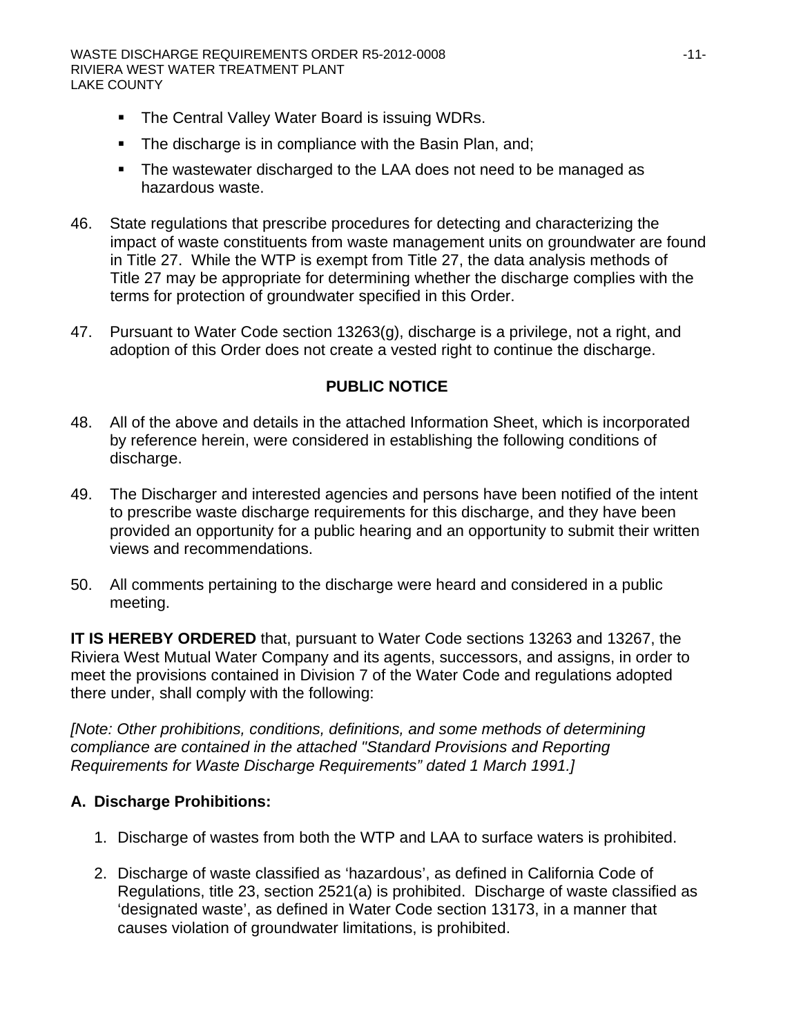- The Central Valley Water Board is issuing WDRs.
- The discharge is in compliance with the Basin Plan, and;
- The wastewater discharged to the LAA does not need to be managed as hazardous waste.

46. State regulations that prescribe procedures for detecting and characterizing the impact of waste constituents from waste management units on groundwater are found in Title 27. While the WTP is exempt from Title 27, the data analysis methods of Title 27 may be appropriate for determining whether the discharge complies with the terms for protection of groundwater specified in this Order.

47. Pursuant to Water Code section 13263(g), discharge is a privilege, not a right, and adoption of this Order does not create a vested right to continue the discharge.

## PUBLIC NOTICE

48. All of the above and details in the attached Information Sheet, which is incorporated by reference herein, were considered in establishing the following conditions of discharge.

49. The Discharger and interested agencies and persons have been notified of the intent to prescribe waste discharge requirements for this discharge, and they have been provided an opportunity for a public hearing and an opportunity to submit their written views and recommendations.

50. All comments pertaining to the discharge were heard and considered in a public meeting.

**IT IS HEREBY ORDERED** that, pursuant to Water Code sections 13263 and 13267, the Riviera West Mutual Water Company and its agents, successors, and assigns, in order to meet the provisions contained in Division 7 of the Water Code and regulations adopted there under, shall comply with the following:

*[Note: Other prohibitions, conditions, definitions, and some methods of determining compliance are contained in the attached "Standard Provisions and Reporting Requirements for Waste Discharge Requirements" dated 1 March 1991.]*

## A. Discharge Prohibitions:

1. Discharge of wastes from both the WTP and LAA to surface waters is prohibited.

2. Discharge of waste classified as 'hazardous', as defined in California Code of Regulations, title 23, section 2521(a) is prohibited. Discharge of waste classified as 'designated waste', as defined in Water Code section 13173, in a manner that causes violation of groundwater limitations, is prohibited.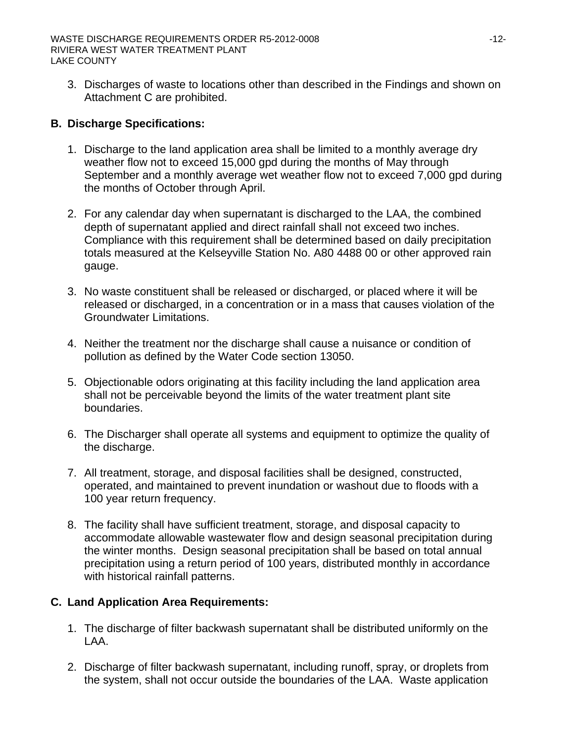3. Discharges of waste to locations other than described in the Findings and shown on Attachment C are prohibited.

## B. Discharge Specifications:

1. Discharge to the land application area shall be limited to a monthly average dry weather flow not to exceed 15,000 gpd during the months of May through September and a monthly average wet weather flow not to exceed 7,000 gpd during the months of October through April.

2. For any calendar day when supernatant is discharged to the LAA, the combined depth of supernatant applied and direct rainfall shall not exceed two inches. Compliance with this requirement shall be determined based on daily precipitation totals measured at the Kelseyville Station No. A80 4488 00 or other approved rain gauge.

3. No waste constituent shall be released or discharged, or placed where it will be released or discharged, in a concentration or in a mass that causes violation of the Groundwater Limitations.

4. Neither the treatment nor the discharge shall cause a nuisance or condition of pollution as defined by the Water Code section 13050.

5. Objectionable odors originating at this facility including the land application area shall not be perceivable beyond the limits of the water treatment plant site boundaries.

6. The Discharger shall operate all systems and equipment to optimize the quality of the discharge.

7. All treatment, storage, and disposal facilities shall be designed, constructed, operated, and maintained to prevent inundation or washout due to floods with a 100 year return frequency.

8. The facility shall have sufficient treatment, storage, and disposal capacity to accommodate allowable wastewater flow and design seasonal precipitation during the winter months. Design seasonal precipitation shall be based on total annual precipitation using a return period of 100 years, distributed monthly in accordance with historical rainfall patterns.

## C. Land Application Area Requirements:

1. The discharge of filter backwash supernatant shall be distributed uniformly on the LAA.

2. Discharge of filter backwash supernatant, including runoff, spray, or droplets from the system, shall not occur outside the boundaries of the LAA. Waste application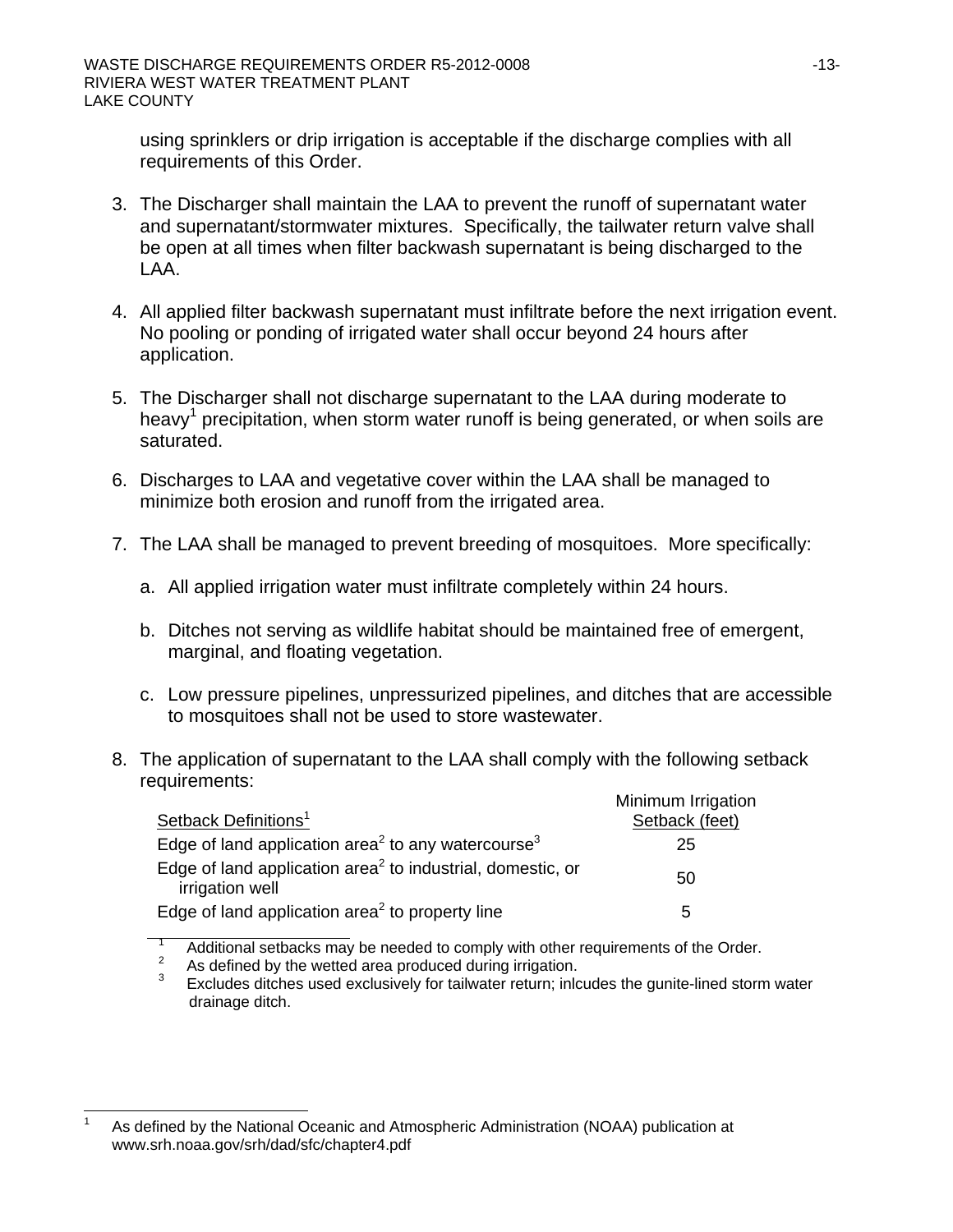using sprinklers or drip irrigation is acceptable if the discharge complies with all requirements of this Order.

3. The Discharger shall maintain the LAA to prevent the runoff of supernatant water and supernatant/stormwater mixtures. Specifically, the tailwater return valve shall be open at all times when filter backwash supernatant is being discharged to the LAA.

4. All applied filter backwash supernatant must infiltrate before the next irrigation event. No pooling or ponding of irrigated water shall occur beyond 24 hours after application.

5. The Discharger shall not discharge supernatant to the LAA during moderate to heavy[1] precipitation, when storm water runoff is being generated, or when soils are saturated.

6. Discharges to LAA and vegetative cover within the LAA shall be managed to minimize both erosion and runoff from the irrigated area.

7. The LAA shall be managed to prevent breeding of mosquitoes. More specifically:

   a. All applied irrigation water must infiltrate completely within 24 hours.

   b. Ditches not serving as wildlife habitat should be maintained free of emergent, marginal, and floating vegetation.

   c. Low pressure pipelines, unpressurized pipelines, and ditches that are accessible to mosquitoes shall not be used to store wastewater.

8. The application of supernatant to the LAA shall comply with the following setback requirements:

| Setback Definitions[1] | Minimum Irrigation Setback (feet) |
|---|---|
| Edge of land application area[2] to any watercourse[3] | 25 |
| Edge of land application area[2] to industrial, domestic, or irrigation well | 50 |
| Edge of land application area[2] to property line | 5 |

[1] Additional setbacks may be needed to comply with other requirements of the Order.
[2] As defined by the wetted area produced during irrigation.
[3] Excludes ditches used exclusively for tailwater return; inlcudes the gunite-lined storm water drainage ditch.

---

[1] As defined by the National Oceanic and Atmospheric Administration (NOAA) publication at www.srh.noaa.gov/srh/dad/sfc/chapter4.pdf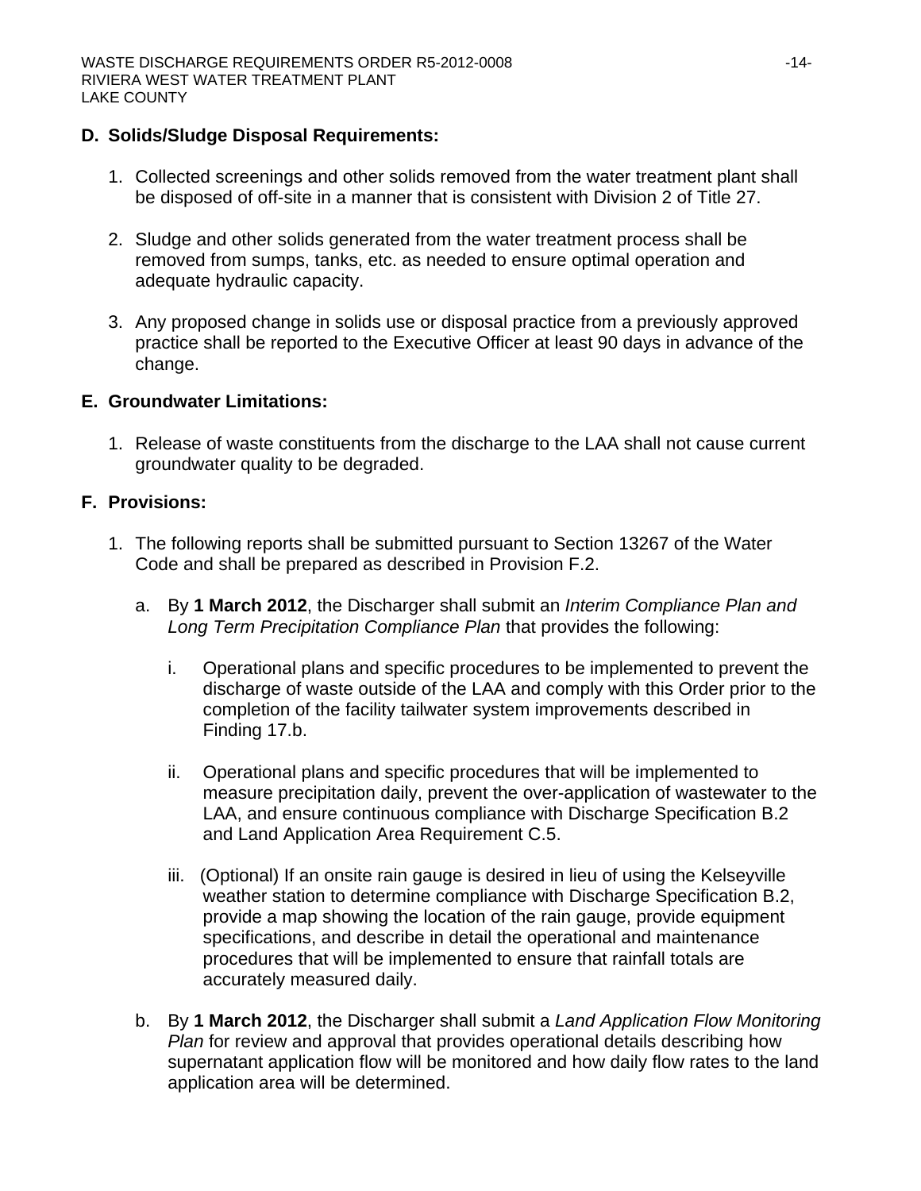## D. Solids/Sludge Disposal Requirements:

1. Collected screenings and other solids removed from the water treatment plant shall be disposed of off-site in a manner that is consistent with Division 2 of Title 27.

2. Sludge and other solids generated from the water treatment process shall be removed from sumps, tanks, etc. as needed to ensure optimal operation and adequate hydraulic capacity.

3. Any proposed change in solids use or disposal practice from a previously approved practice shall be reported to the Executive Officer at least 90 days in advance of the change.

## E. Groundwater Limitations:

1. Release of waste constituents from the discharge to the LAA shall not cause current groundwater quality to be degraded.

## F. Provisions:

1. The following reports shall be submitted pursuant to Section 13267 of the Water Code and shall be prepared as described in Provision F.2.

   a. By **1 March 2012**, the Discharger shall submit an *Interim Compliance Plan and Long Term Precipitation Compliance Plan* that provides the following:

      i. Operational plans and specific procedures to be implemented to prevent the discharge of waste outside of the LAA and comply with this Order prior to the completion of the facility tailwater system improvements described in Finding 17.b.

      ii. Operational plans and specific procedures that will be implemented to measure precipitation daily, prevent the over-application of wastewater to the LAA, and ensure continuous compliance with Discharge Specification B.2 and Land Application Area Requirement C.5.

      iii. (Optional) If an onsite rain gauge is desired in lieu of using the Kelseyville weather station to determine compliance with Discharge Specification B.2, provide a map showing the location of the rain gauge, provide equipment specifications, and describe in detail the operational and maintenance procedures that will be implemented to ensure that rainfall totals are accurately measured daily.

   b. By **1 March 2012**, the Discharger shall submit a *Land Application Flow Monitoring Plan* for review and approval that provides operational details describing how supernatant application flow will be monitored and how daily flow rates to the land application area will be determined.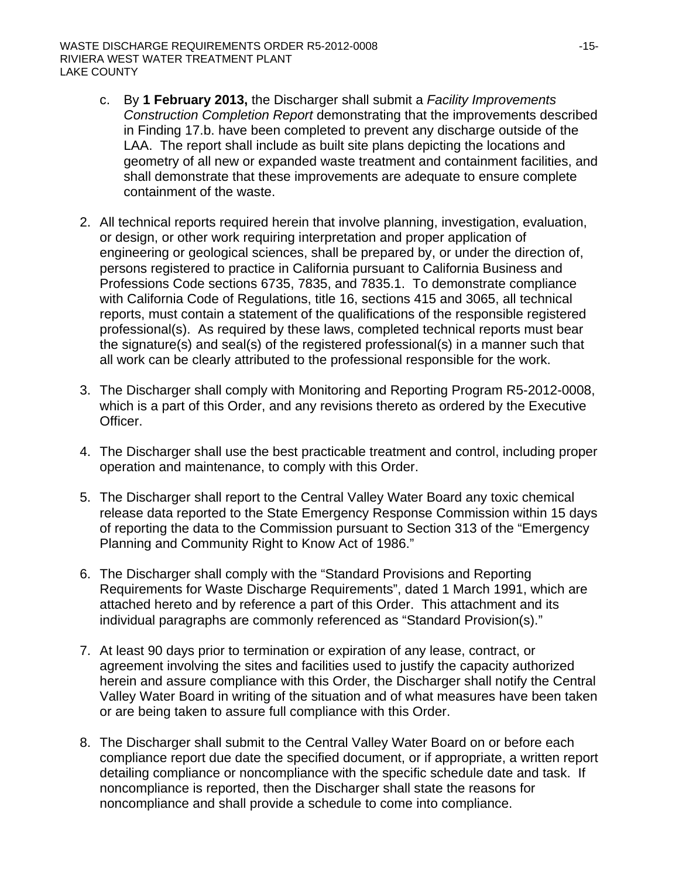c. By **1 February 2013,** the Discharger shall submit a *Facility Improvements Construction Completion Report* demonstrating that the improvements described in Finding 17.b. have been completed to prevent any discharge outside of the LAA. The report shall include as built site plans depicting the locations and geometry of all new or expanded waste treatment and containment facilities, and shall demonstrate that these improvements are adequate to ensure complete containment of the waste.

2. All technical reports required herein that involve planning, investigation, evaluation, or design, or other work requiring interpretation and proper application of engineering or geological sciences, shall be prepared by, or under the direction of, persons registered to practice in California pursuant to California Business and Professions Code sections 6735, 7835, and 7835.1. To demonstrate compliance with California Code of Regulations, title 16, sections 415 and 3065, all technical reports, must contain a statement of the qualifications of the responsible registered professional(s). As required by these laws, completed technical reports must bear the signature(s) and seal(s) of the registered professional(s) in a manner such that all work can be clearly attributed to the professional responsible for the work.

3. The Discharger shall comply with Monitoring and Reporting Program R5-2012-0008, which is a part of this Order, and any revisions thereto as ordered by the Executive Officer.

4. The Discharger shall use the best practicable treatment and control, including proper operation and maintenance, to comply with this Order.

5. The Discharger shall report to the Central Valley Water Board any toxic chemical release data reported to the State Emergency Response Commission within 15 days of reporting the data to the Commission pursuant to Section 313 of the "Emergency Planning and Community Right to Know Act of 1986."

6. The Discharger shall comply with the "Standard Provisions and Reporting Requirements for Waste Discharge Requirements", dated 1 March 1991, which are attached hereto and by reference a part of this Order. This attachment and its individual paragraphs are commonly referenced as "Standard Provision(s)."

7. At least 90 days prior to termination or expiration of any lease, contract, or agreement involving the sites and facilities used to justify the capacity authorized herein and assure compliance with this Order, the Discharger shall notify the Central Valley Water Board in writing of the situation and of what measures have been taken or are being taken to assure full compliance with this Order.

8. The Discharger shall submit to the Central Valley Water Board on or before each compliance report due date the specified document, or if appropriate, a written report detailing compliance or noncompliance with the specific schedule date and task. If noncompliance is reported, then the Discharger shall state the reasons for noncompliance and shall provide a schedule to come into compliance.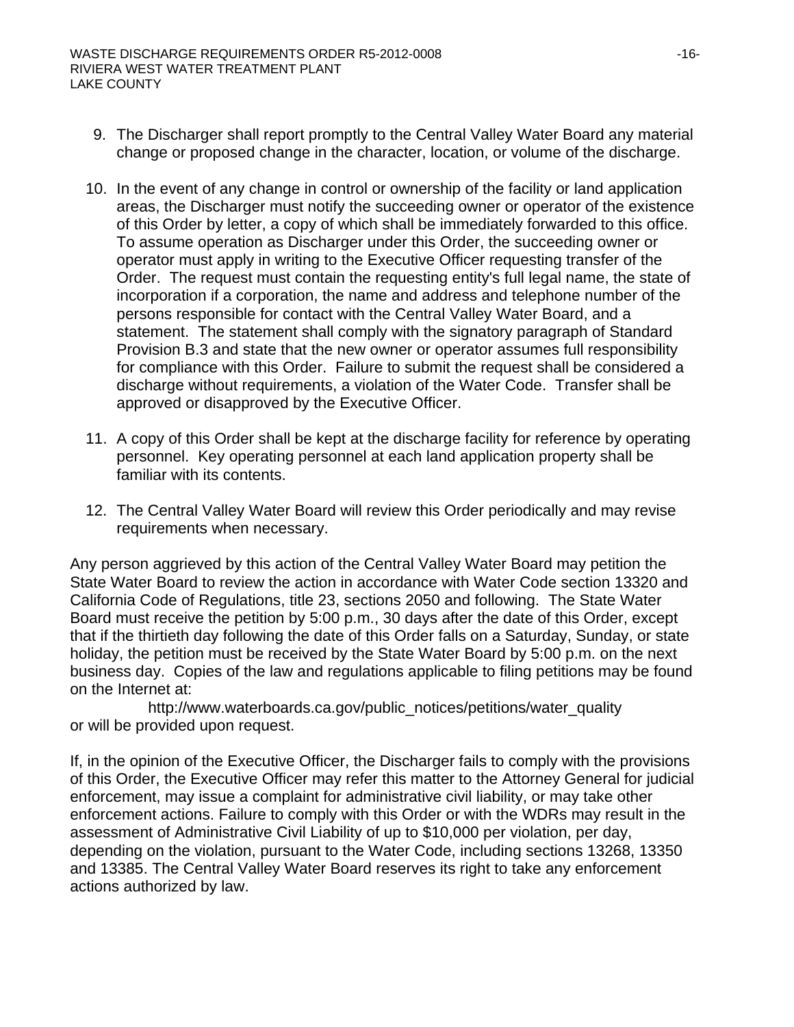9. The Discharger shall report promptly to the Central Valley Water Board any material change or proposed change in the character, location, or volume of the discharge.

10. In the event of any change in control or ownership of the facility or land application areas, the Discharger must notify the succeeding owner or operator of the existence of this Order by letter, a copy of which shall be immediately forwarded to this office. To assume operation as Discharger under this Order, the succeeding owner or operator must apply in writing to the Executive Officer requesting transfer of the Order. The request must contain the requesting entity's full legal name, the state of incorporation if a corporation, the name and address and telephone number of the persons responsible for contact with the Central Valley Water Board, and a statement. The statement shall comply with the signatory paragraph of Standard Provision B.3 and state that the new owner or operator assumes full responsibility for compliance with this Order. Failure to submit the request shall be considered a discharge without requirements, a violation of the Water Code. Transfer shall be approved or disapproved by the Executive Officer.

11. A copy of this Order shall be kept at the discharge facility for reference by operating personnel. Key operating personnel at each land application property shall be familiar with its contents.

12. The Central Valley Water Board will review this Order periodically and may revise requirements when necessary.

Any person aggrieved by this action of the Central Valley Water Board may petition the State Water Board to review the action in accordance with Water Code section 13320 and California Code of Regulations, title 23, sections 2050 and following. The State Water Board must receive the petition by 5:00 p.m., 30 days after the date of this Order, except that if the thirtieth day following the date of this Order falls on a Saturday, Sunday, or state holiday, the petition must be received by the State Water Board by 5:00 p.m. on the next business day. Copies of the law and regulations applicable to filing petitions may be found on the Internet at:

http://www.waterboards.ca.gov/public_notices/petitions/water_quality

or will be provided upon request.

If, in the opinion of the Executive Officer, the Discharger fails to comply with the provisions of this Order, the Executive Officer may refer this matter to the Attorney General for judicial enforcement, may issue a complaint for administrative civil liability, or may take other enforcement actions. Failure to comply with this Order or with the WDRs may result in the assessment of Administrative Civil Liability of up to $10,000 per violation, per day, depending on the violation, pursuant to the Water Code, including sections 13268, 13350 and 13385. The Central Valley Water Board reserves its right to take any enforcement actions authorized by law.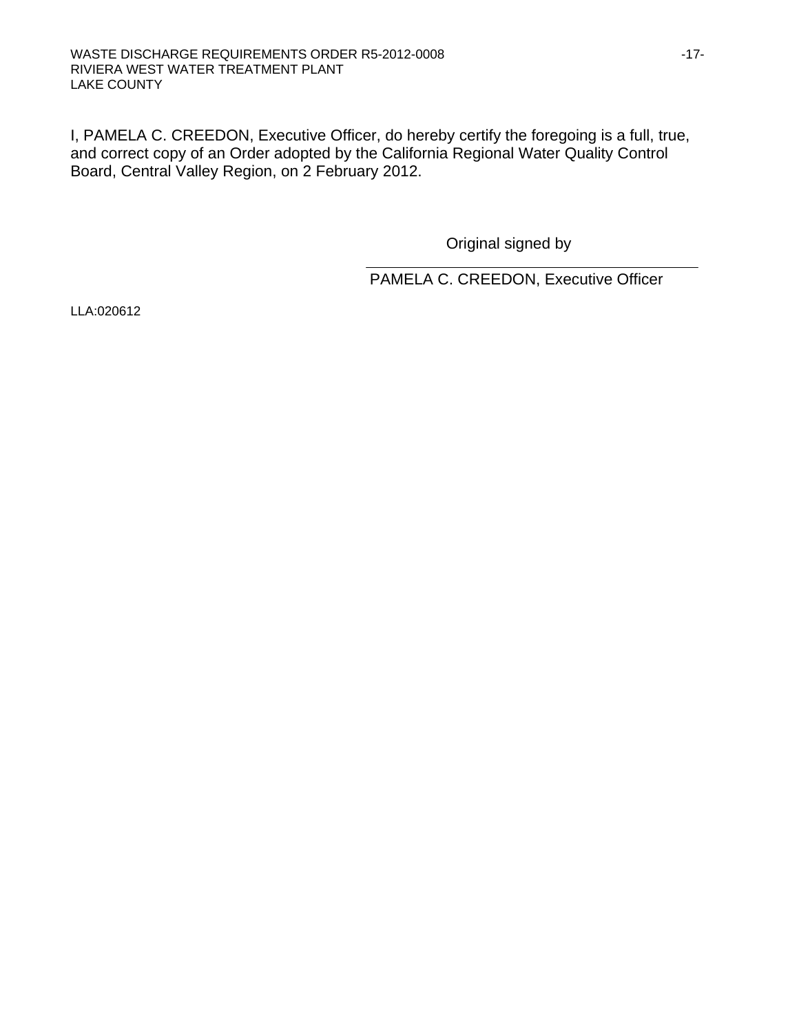I, PAMELA C. CREEDON, Executive Officer, do hereby certify the foregoing is a full, true, and correct copy of an Order adopted by the California Regional Water Quality Control Board, Central Valley Region, on 2 February 2012.

Original signed by

PAMELA C. CREEDON, Executive Officer

LLA:020612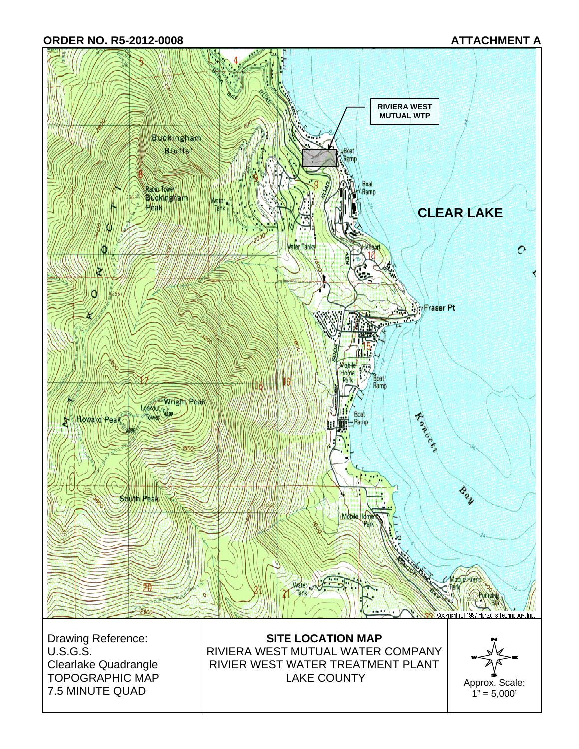**ORDER NO. R5-2012-0008** **ATTACHMENT A**

RIVIERA WEST MUTUAL WTP

CLEAR LAKE

Copyright (c) 1997 Horizons Technology, Inc.

Drawing Reference:
U.S.G.S.
Clearlake Quadrangle
TOPOGRAPHIC MAP
7.5 MINUTE QUAD

**SITE LOCATION MAP**
RIVIERA WEST MUTUAL WATER COMPANY
RIVIER WEST WATER TREATMENT PLANT
LAKE COUNTY

Approx. Scale:
1" = 5,000'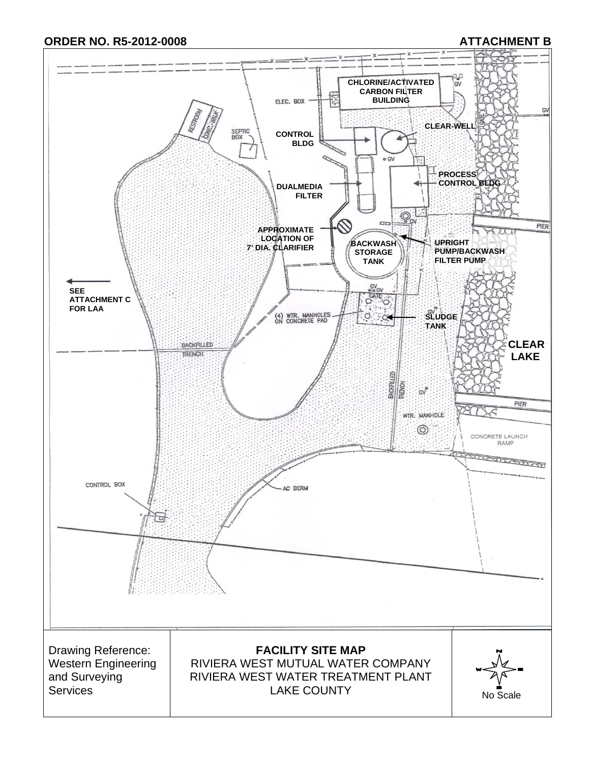**ORDER NO. R5-2012-0008** **ATTACHMENT B**

CHLORINE/ACTIVATED CARBON FILTER BUILDING

ELEC. BOX

RESTROOM

CONC. WALK

SEPTIC BOX

CONTROL BLDG

CLEAR-WELL

GV

GATE

PROCESS CONTROL BLDG

DUALMEDIA FILTER

APPROXIMATE LOCATION OF 7' DIA. CLARIFIER

BACKWASH STORAGE TANK

UPRIGHT PUMP/BACKWASH FILTER PUMP

PIER

SEE ATTACHMENT C FOR LAA

(4) WTR. MANHOLES ON CONCRETE PAD

SLUDGE TANK

CLEAR LAKE

BACKFILLED TRENCH

BACKFILLED TRENCH

PIER

WTR. MANHOLE

CONCRETE LAUNCH RAMP

CONTROL BOX

AC BERM

| Drawing Reference: Western Engineering and Surveying Services | **FACILITY SITE MAP**<br>RIVIERA WEST MUTUAL WATER COMPANY<br>RIVIERA WEST WATER TREATMENT PLANT<br>LAKE COUNTY | N / W / E / S<br>No Scale |
|---|---|---|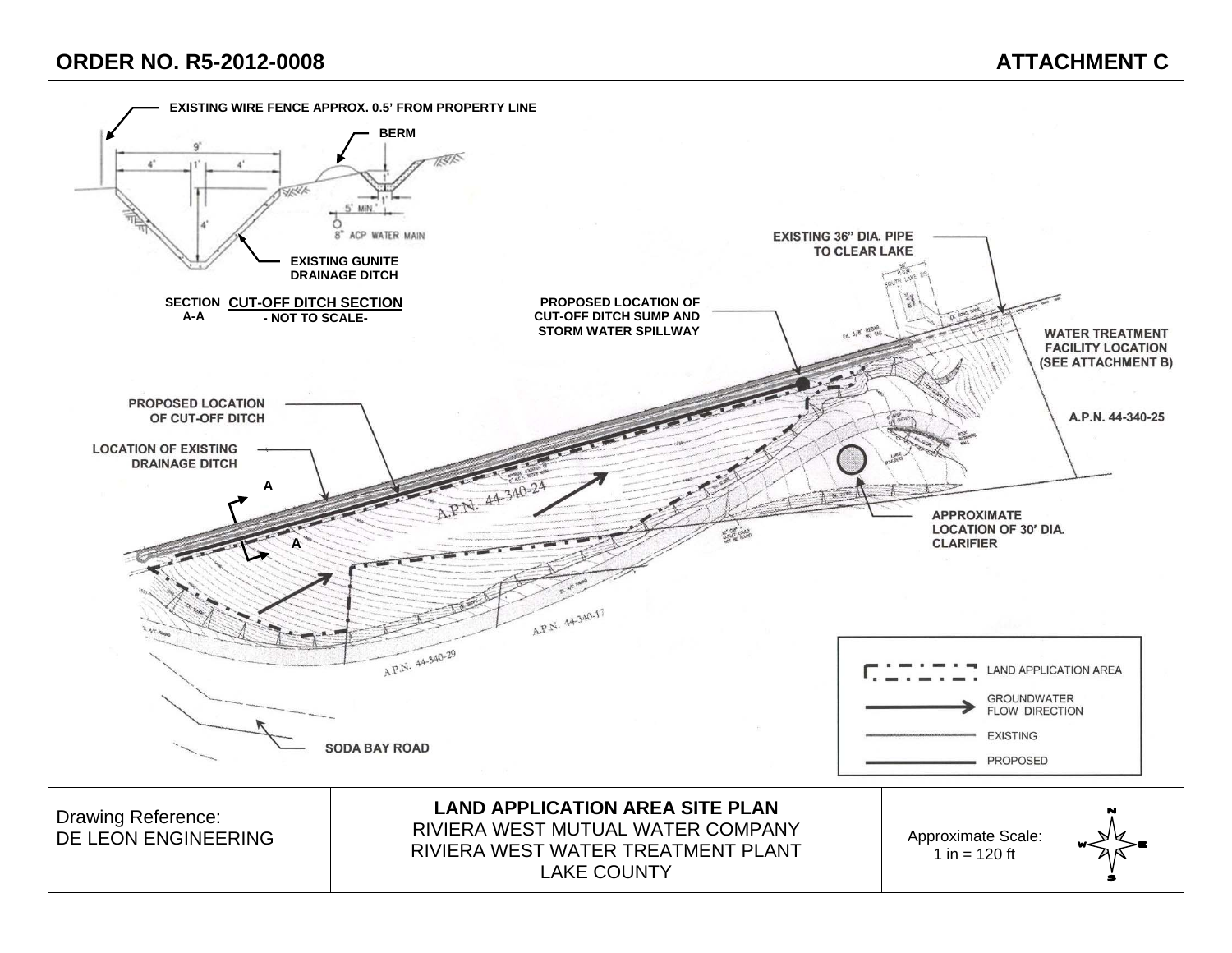## ORDER NO. R5-2012-0008

## ATTACHMENT C

EXISTING WIRE FENCE APPROX. 0.5' FROM PROPERTY LINE

BERM

9'

4'

1'

4'

4'

1'

1'

5' MIN

8" ACP WATER MAIN

EXISTING GUNITE DRAINAGE DITCH

SECTION A-A **CUT-OFF DITCH SECTION** - NOT TO SCALE-

EXISTING 36" DIA. PIPE TO CLEAR LAKE

PROPOSED LOCATION OF CUT-OFF DITCH SUMP AND STORM WATER SPILLWAY

WATER TREATMENT FACILITY LOCATION (SEE ATTACHMENT B)

PROPOSED LOCATION OF CUT-OFF DITCH

A.P.N. 44-340-25

LOCATION OF EXISTING DRAINAGE DITCH

A

A

A.P.N. 44-340-24

APPROXIMATE LOCATION OF 30' DIA. CLARIFIER

A.P.N. 44-340-17

A.P.N. 44-340-29

SODA BAY ROAD

| Legend | |
|---|---|
| (dash-dot line) | LAND APPLICATION AREA |
| (arrow) | GROUNDWATER FLOW DIRECTION |
| (gray line) | EXISTING |
| (black line) | PROPOSED |

| Drawing Reference: DE LEON ENGINEERING | **LAND APPLICATION AREA SITE PLAN** RIVIERA WEST MUTUAL WATER COMPANY RIVIERA WEST WATER TREATMENT PLANT LAKE COUNTY | Approximate Scale: 1 in = 120 ft |
|---|---|---|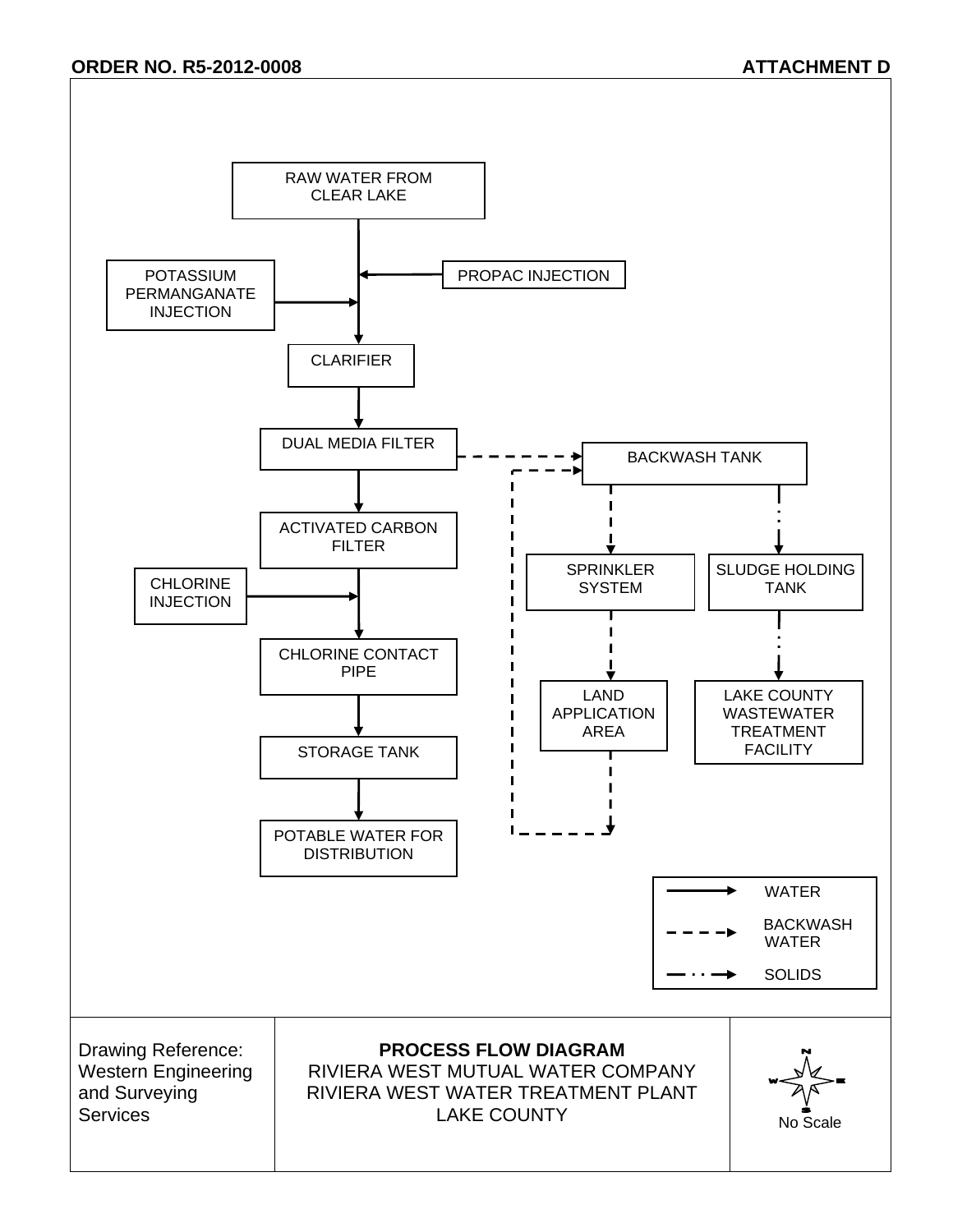ORDER NO. R5-2012-0008 ATTACHMENT D

RAW WATER FROM CLEAR LAKE

POTASSIUM PERMANGANATE INJECTION

PROPAC INJECTION

CLARIFIER

DUAL MEDIA FILTER

BACKWASH TANK

ACTIVATED CARBON FILTER

CHLORINE INJECTION

SPRINKLER SYSTEM

SLUDGE HOLDING TANK

CHLORINE CONTACT PIPE

LAND APPLICATION AREA

LAKE COUNTY WASTEWATER TREATMENT FACILITY

STORAGE TANK

POTABLE WATER FOR DISTRIBUTION

WATER

BACKWASH WATER

SOLIDS

Drawing Reference: Western Engineering and Surveying Services

**PROCESS FLOW DIAGRAM**
RIVIERA WEST MUTUAL WATER COMPANY
RIVIERA WEST WATER TREATMENT PLANT
LAKE COUNTY

No Scale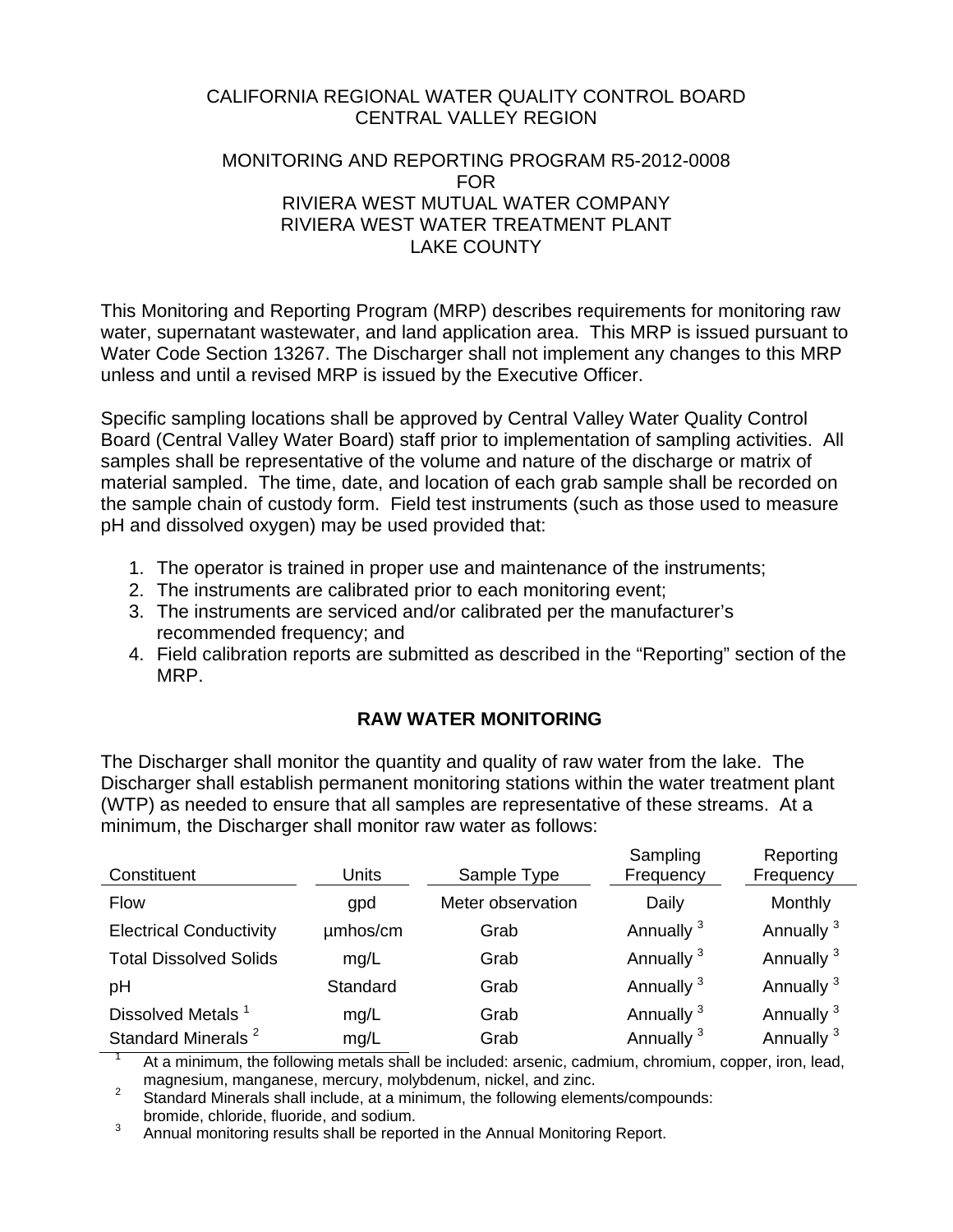CALIFORNIA REGIONAL WATER QUALITY CONTROL BOARD
CENTRAL VALLEY REGION

MONITORING AND REPORTING PROGRAM R5-2012-0008
FOR
RIVIERA WEST MUTUAL WATER COMPANY
RIVIERA WEST WATER TREATMENT PLANT
LAKE COUNTY

This Monitoring and Reporting Program (MRP) describes requirements for monitoring raw water, supernatant wastewater, and land application area. This MRP is issued pursuant to Water Code Section 13267. The Discharger shall not implement any changes to this MRP unless and until a revised MRP is issued by the Executive Officer.

Specific sampling locations shall be approved by Central Valley Water Quality Control Board (Central Valley Water Board) staff prior to implementation of sampling activities. All samples shall be representative of the volume and nature of the discharge or matrix of material sampled. The time, date, and location of each grab sample shall be recorded on the sample chain of custody form. Field test instruments (such as those used to measure pH and dissolved oxygen) may be used provided that:

1. The operator is trained in proper use and maintenance of the instruments;
2. The instruments are calibrated prior to each monitoring event;
3. The instruments are serviced and/or calibrated per the manufacturer's recommended frequency; and
4. Field calibration reports are submitted as described in the "Reporting" section of the MRP.

## RAW WATER MONITORING

The Discharger shall monitor the quantity and quality of raw water from the lake. The Discharger shall establish permanent monitoring stations within the water treatment plant (WTP) as needed to ensure that all samples are representative of these streams. At a minimum, the Discharger shall monitor raw water as follows:

| Constituent | Units | Sample Type | Sampling Frequency | Reporting Frequency |
|---|---|---|---|---|
| Flow | gpd | Meter observation | Daily | Monthly |
| Electrical Conductivity | µmhos/cm | Grab | Annually [3] | Annually [3] |
| Total Dissolved Solids | mg/L | Grab | Annually [3] | Annually [3] |
| pH | Standard | Grab | Annually [3] | Annually [3] |
| Dissolved Metals [1] | mg/L | Grab | Annually [3] | Annually [3] |
| Standard Minerals [2] | mg/L | Grab | Annually [3] | Annually [3] |

[1] At a minimum, the following metals shall be included: arsenic, cadmium, chromium, copper, iron, lead, magnesium, manganese, mercury, molybdenum, nickel, and zinc.

[2] Standard Minerals shall include, at a minimum, the following elements/compounds: bromide, chloride, fluoride, and sodium.

[3] Annual monitoring results shall be reported in the Annual Monitoring Report.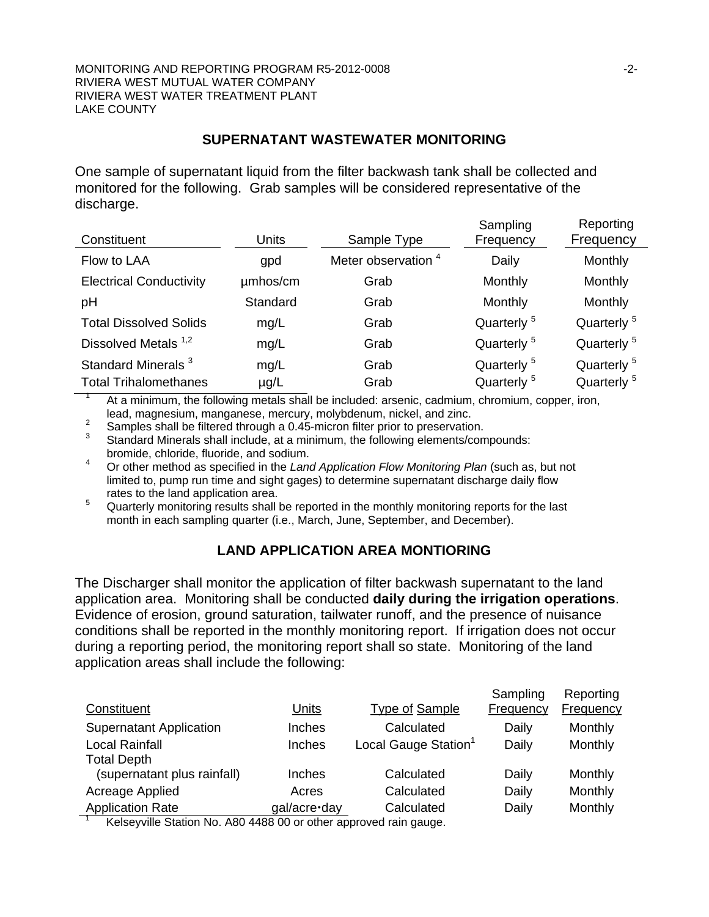## SUPERNATANT WASTEWATER MONITORING

One sample of supernatant liquid from the filter backwash tank shall be collected and monitored for the following. Grab samples will be considered representative of the discharge.

| Constituent | Units | Sample Type | Sampling Frequency | Reporting Frequency |
|---|---|---|---|---|
| Flow to LAA | gpd | Meter observation [4] | Daily | Monthly |
| Electrical Conductivity | µmhos/cm | Grab | Monthly | Monthly |
| pH | Standard | Grab | Monthly | Monthly |
| Total Dissolved Solids | mg/L | Grab | Quarterly [5] | Quarterly [5] |
| Dissolved Metals [1,2] | mg/L | Grab | Quarterly [5] | Quarterly [5] |
| Standard Minerals [3] | mg/L | Grab | Quarterly [5] | Quarterly [5] |
| Total Trihalomethanes | µg/L | Grab | Quarterly [5] | Quarterly [5] |

[1] At a minimum, the following metals shall be included: arsenic, cadmium, chromium, copper, iron, lead, magnesium, manganese, mercury, molybdenum, nickel, and zinc.

[2] Samples shall be filtered through a 0.45-micron filter prior to preservation.

[3] Standard Minerals shall include, at a minimum, the following elements/compounds: bromide, chloride, fluoride, and sodium.

[4] Or other method as specified in the *Land Application Flow Monitoring Plan* (such as, but not limited to, pump run time and sight gages) to determine supernatant discharge daily flow rates to the land application area.

[5] Quarterly monitoring results shall be reported in the monthly monitoring reports for the last month in each sampling quarter (i.e., March, June, September, and December).

## LAND APPLICATION AREA MONTIORING

The Discharger shall monitor the application of filter backwash supernatant to the land application area. Monitoring shall be conducted **daily during the irrigation operations**. Evidence of erosion, ground saturation, tailwater runoff, and the presence of nuisance conditions shall be reported in the monthly monitoring report. If irrigation does not occur during a reporting period, the monitoring report shall so state. Monitoring of the land application areas shall include the following:

| Constituent | Units | Type of Sample | Sampling Frequency | Reporting Frequency |
|---|---|---|---|---|
| Supernatant Application | Inches | Calculated | Daily | Monthly |
| Local Rainfall | Inches | Local Gauge Station[1] | Daily | Monthly |
| Total Depth (supernatant plus rainfall) | Inches | Calculated | Daily | Monthly |
| Acreage Applied | Acres | Calculated | Daily | Monthly |
| Application Rate | gal/acre•day | Calculated | Daily | Monthly |

[1] Kelseyville Station No. A80 4488 00 or other approved rain gauge.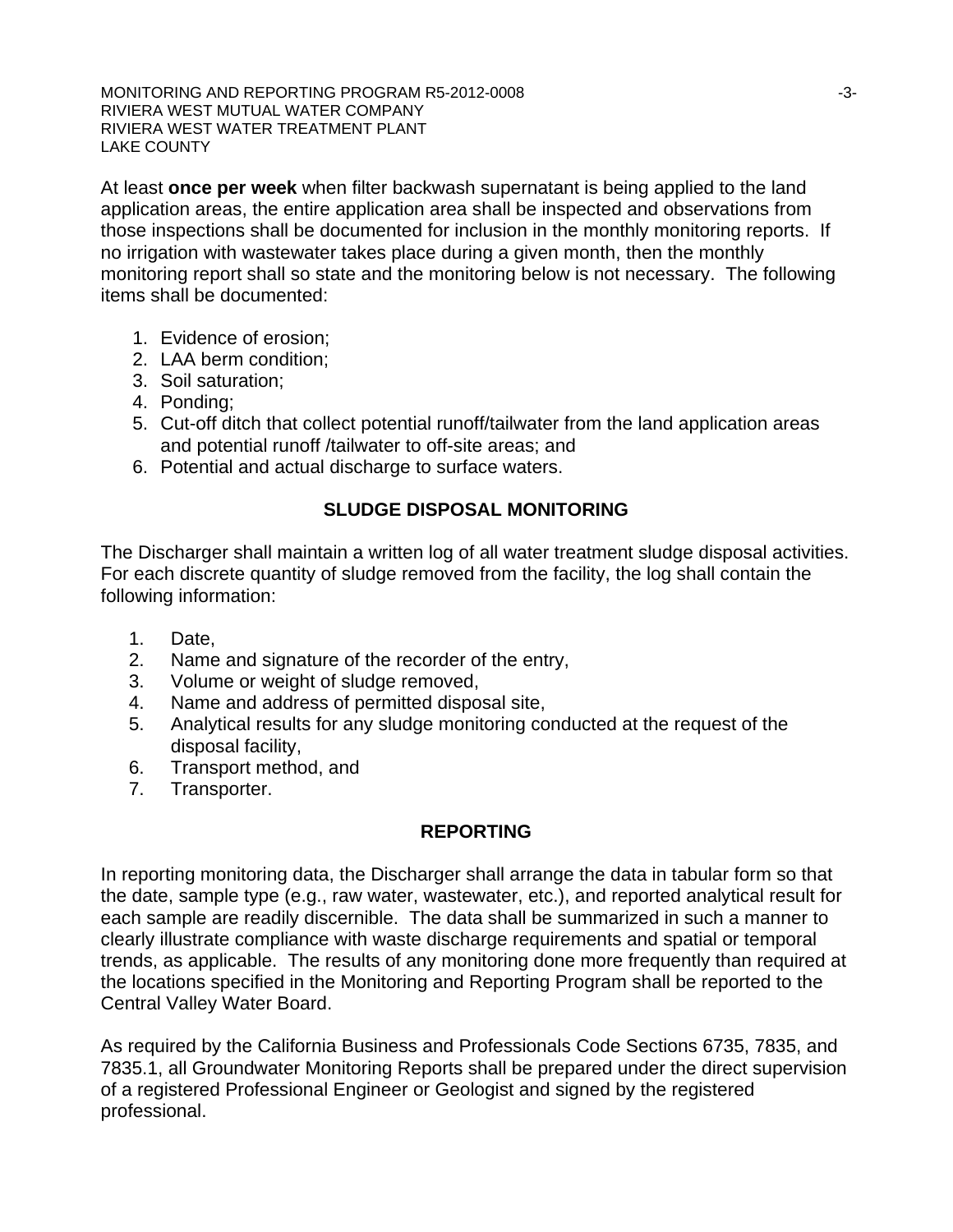At least **once per week** when filter backwash supernatant is being applied to the land application areas, the entire application area shall be inspected and observations from those inspections shall be documented for inclusion in the monthly monitoring reports. If no irrigation with wastewater takes place during a given month, then the monthly monitoring report shall so state and the monitoring below is not necessary. The following items shall be documented:

1. Evidence of erosion;
2. LAA berm condition;
3. Soil saturation;
4. Ponding;
5. Cut-off ditch that collect potential runoff/tailwater from the land application areas and potential runoff /tailwater to off-site areas; and
6. Potential and actual discharge to surface waters.

## SLUDGE DISPOSAL MONITORING

The Discharger shall maintain a written log of all water treatment sludge disposal activities. For each discrete quantity of sludge removed from the facility, the log shall contain the following information:

1. Date,
2. Name and signature of the recorder of the entry,
3. Volume or weight of sludge removed,
4. Name and address of permitted disposal site,
5. Analytical results for any sludge monitoring conducted at the request of the disposal facility,
6. Transport method, and
7. Transporter.

## REPORTING

In reporting monitoring data, the Discharger shall arrange the data in tabular form so that the date, sample type (e.g., raw water, wastewater, etc.), and reported analytical result for each sample are readily discernible. The data shall be summarized in such a manner to clearly illustrate compliance with waste discharge requirements and spatial or temporal trends, as applicable. The results of any monitoring done more frequently than required at the locations specified in the Monitoring and Reporting Program shall be reported to the Central Valley Water Board.

As required by the California Business and Professionals Code Sections 6735, 7835, and 7835.1, all Groundwater Monitoring Reports shall be prepared under the direct supervision of a registered Professional Engineer or Geologist and signed by the registered professional.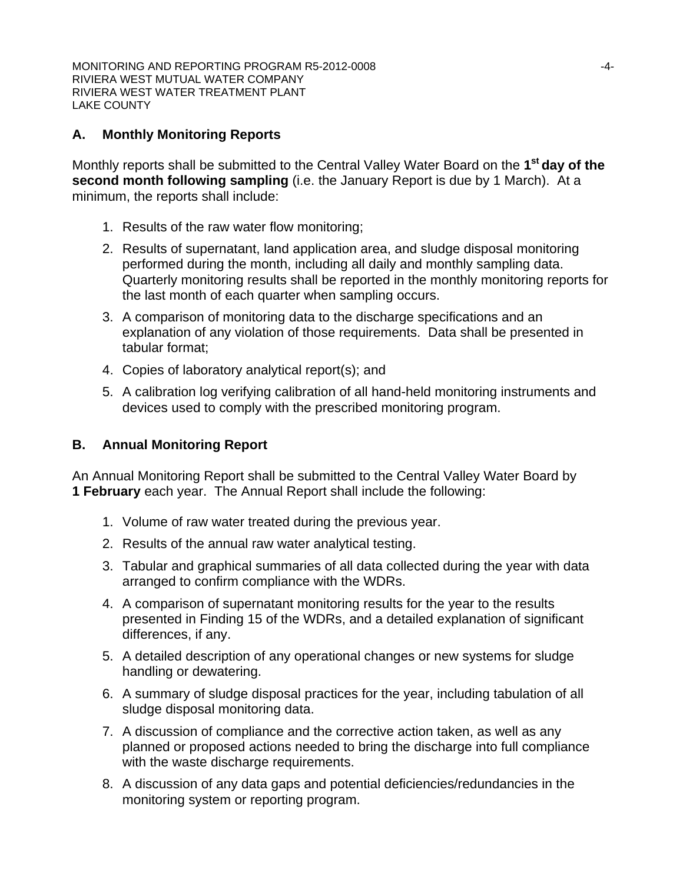## A. Monthly Monitoring Reports

Monthly reports shall be submitted to the Central Valley Water Board on the **1st day of the second month following sampling** (i.e. the January Report is due by 1 March). At a minimum, the reports shall include:

1. Results of the raw water flow monitoring;
2. Results of supernatant, land application area, and sludge disposal monitoring performed during the month, including all daily and monthly sampling data. Quarterly monitoring results shall be reported in the monthly monitoring reports for the last month of each quarter when sampling occurs.
3. A comparison of monitoring data to the discharge specifications and an explanation of any violation of those requirements. Data shall be presented in tabular format;
4. Copies of laboratory analytical report(s); and
5. A calibration log verifying calibration of all hand-held monitoring instruments and devices used to comply with the prescribed monitoring program.

## B. Annual Monitoring Report

An Annual Monitoring Report shall be submitted to the Central Valley Water Board by **1 February** each year. The Annual Report shall include the following:

1. Volume of raw water treated during the previous year.
2. Results of the annual raw water analytical testing.
3. Tabular and graphical summaries of all data collected during the year with data arranged to confirm compliance with the WDRs.
4. A comparison of supernatant monitoring results for the year to the results presented in Finding 15 of the WDRs, and a detailed explanation of significant differences, if any.
5. A detailed description of any operational changes or new systems for sludge handling or dewatering.
6. A summary of sludge disposal practices for the year, including tabulation of all sludge disposal monitoring data.
7. A discussion of compliance and the corrective action taken, as well as any planned or proposed actions needed to bring the discharge into full compliance with the waste discharge requirements.
8. A discussion of any data gaps and potential deficiencies/redundancies in the monitoring system or reporting program.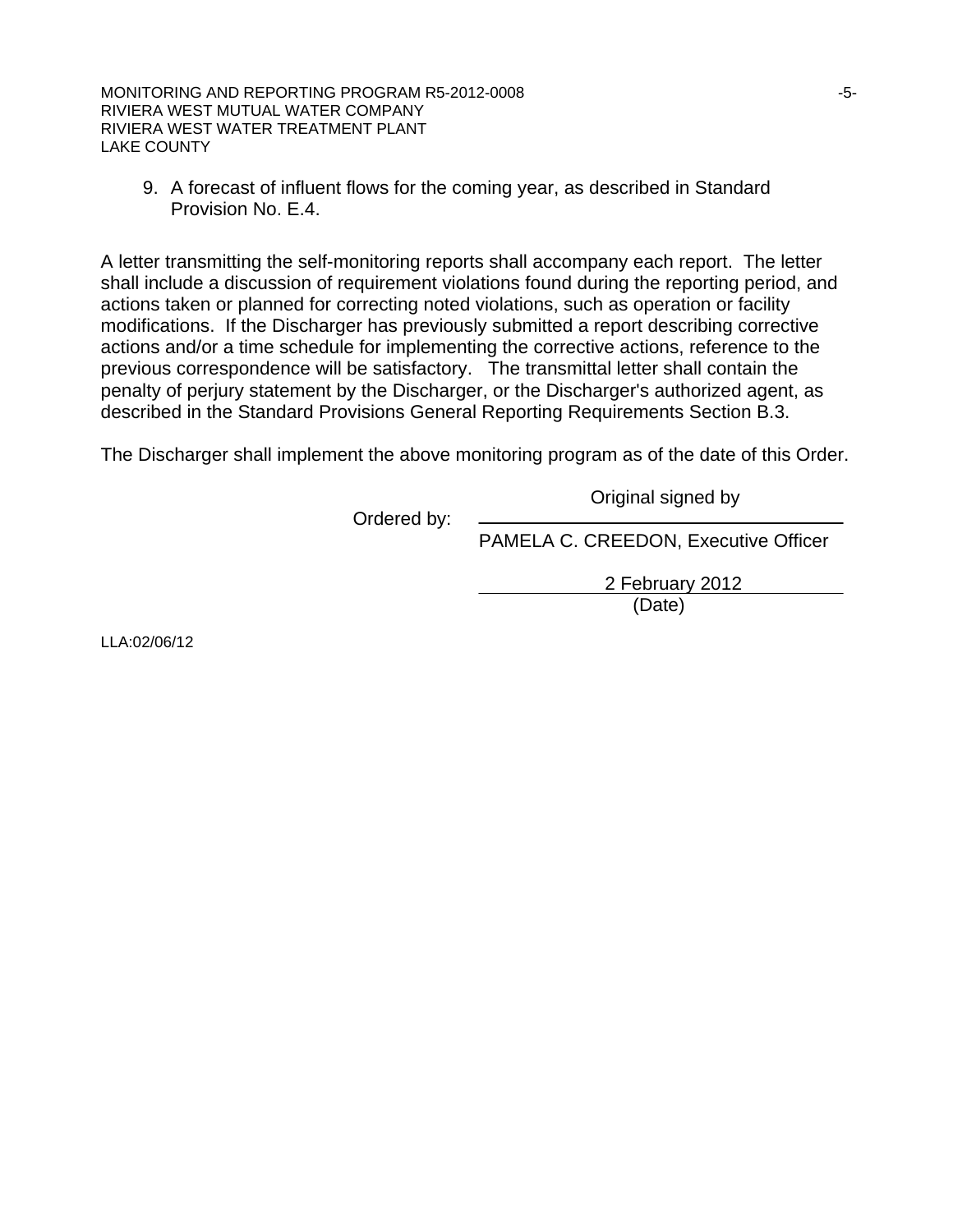9. A forecast of influent flows for the coming year, as described in Standard Provision No. E.4.

A letter transmitting the self-monitoring reports shall accompany each report. The letter shall include a discussion of requirement violations found during the reporting period, and actions taken or planned for correcting noted violations, such as operation or facility modifications. If the Discharger has previously submitted a report describing corrective actions and/or a time schedule for implementing the corrective actions, reference to the previous correspondence will be satisfactory. The transmittal letter shall contain the penalty of perjury statement by the Discharger, or the Discharger's authorized agent, as described in the Standard Provisions General Reporting Requirements Section B.3.

The Discharger shall implement the above monitoring program as of the date of this Order.

Ordered by: Original signed by

PAMELA C. CREEDON, Executive Officer

2 February 2012

(Date)

LLA:02/06/12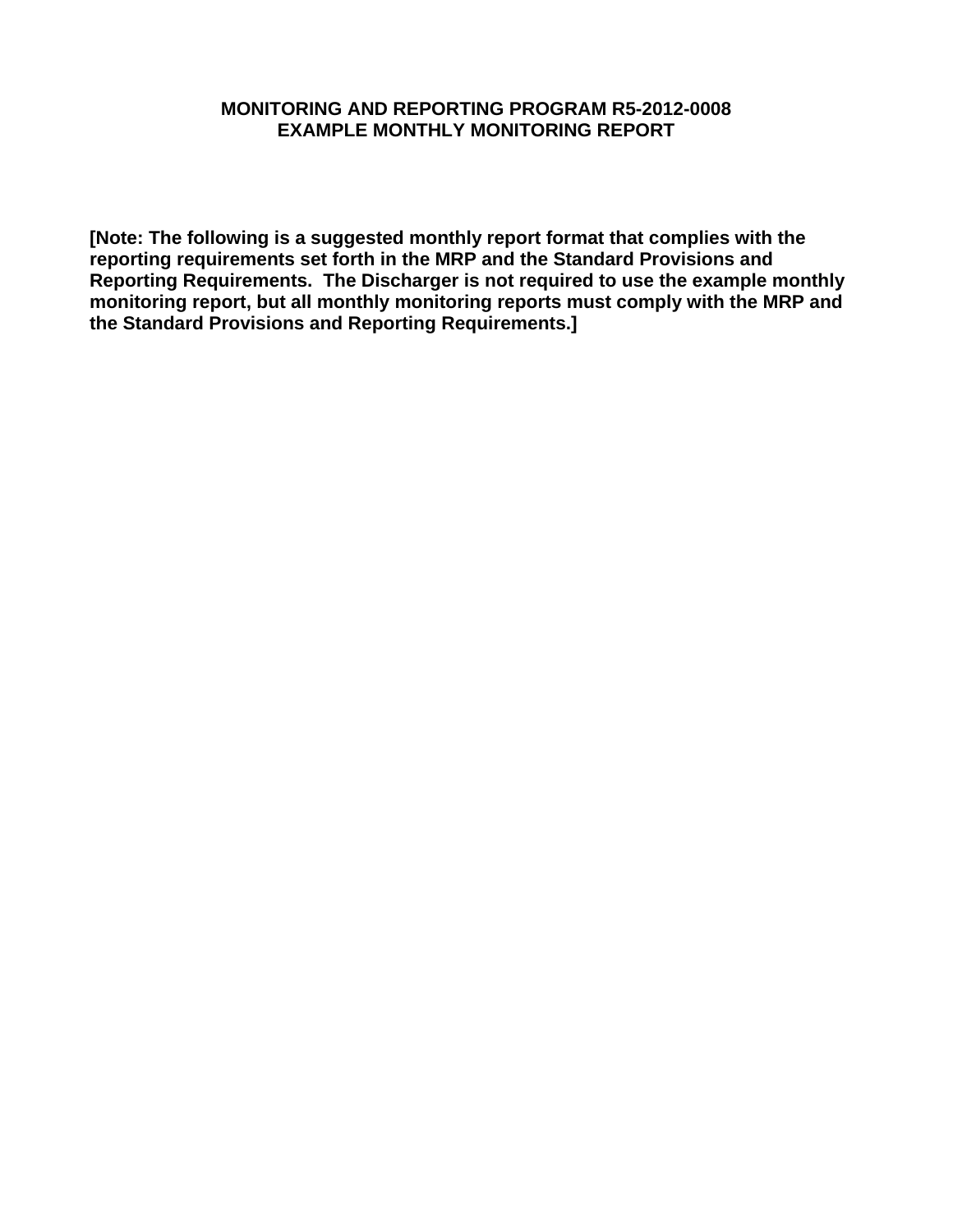**MONITORING AND REPORTING PROGRAM R5-2012-0008**
**EXAMPLE MONTHLY MONITORING REPORT**

**[Note: The following is a suggested monthly report format that complies with the reporting requirements set forth in the MRP and the Standard Provisions and Reporting Requirements. The Discharger is not required to use the example monthly monitoring report, but all monthly monitoring reports must comply with the MRP and the Standard Provisions and Reporting Requirements.]**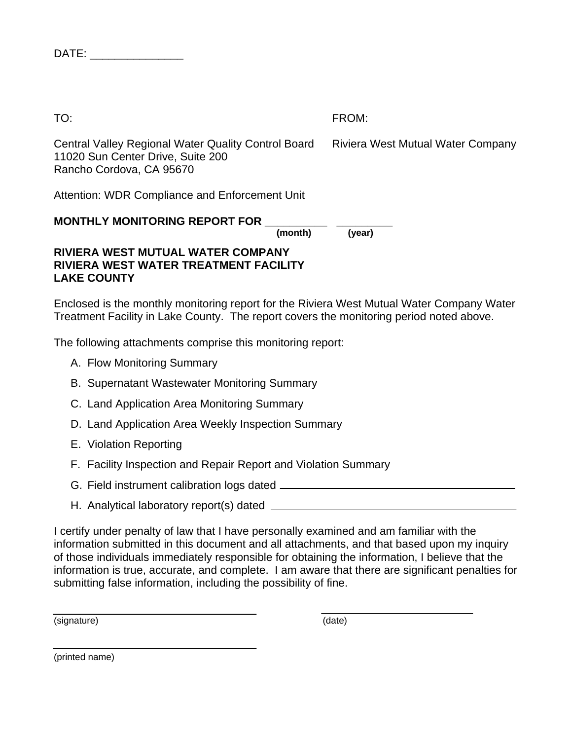DATE: _______________

TO:

Central Valley Regional Water Quality Control Board
11020 Sun Center Drive, Suite 200
Rancho Cordova, CA 95670

FROM:

Riviera West Mutual Water Company

Attention: WDR Compliance and Enforcement Unit

**MONTHLY MONITORING REPORT FOR __________ (month) _________ (year)**

**RIVIERA WEST MUTUAL WATER COMPANY**
**RIVIERA WEST WATER TREATMENT FACILITY**
**LAKE COUNTY**

Enclosed is the monthly monitoring report for the Riviera West Mutual Water Company Water Treatment Facility in Lake County. The report covers the monitoring period noted above.

The following attachments comprise this monitoring report:

A. Flow Monitoring Summary
B. Supernatant Wastewater Monitoring Summary
C. Land Application Area Monitoring Summary
D. Land Application Area Weekly Inspection Summary
E. Violation Reporting
F. Facility Inspection and Repair Report and Violation Summary
G. Field instrument calibration logs dated ________________________________
H. Analytical laboratory report(s) dated ________________________________

I certify under penalty of law that I have personally examined and am familiar with the information submitted in this document and all attachments, and that based upon my inquiry of those individuals immediately responsible for obtaining the information, I believe that the information is true, accurate, and complete. I am aware that there are significant penalties for submitting false information, including the possibility of fine.

______________________________
(signature)

______________________________
(date)

______________________________
(printed name)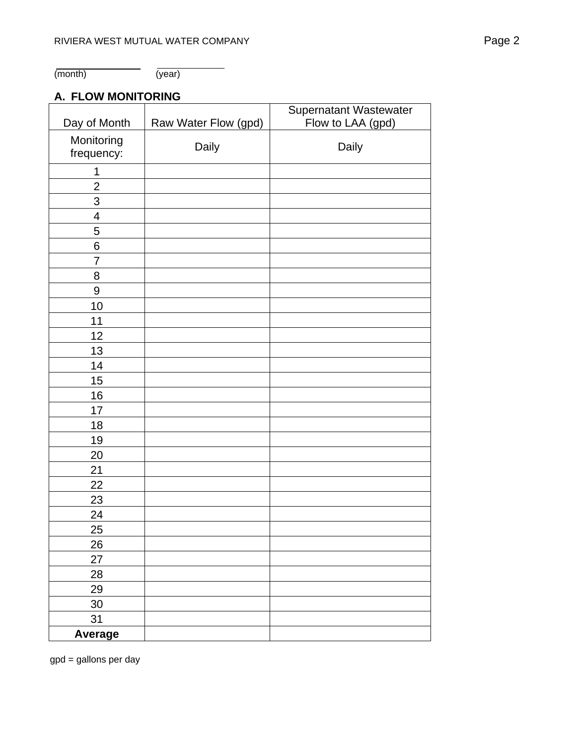\_\_\_\_\_\_\_\_\_\_\_\_\_\_\_ \_\_\_\_\_\_\_\_\_\_\_\_
(month) (year)

**A. FLOW MONITORING**

| Day of Month | Raw Water Flow (gpd) | Supernatant Wastewater Flow to LAA (gpd) |
|---|---|---|
| Monitoring frequency: | Daily | Daily |
| 1 | | |
| 2 | | |
| 3 | | |
| 4 | | |
| 5 | | |
| 6 | | |
| 7 | | |
| 8 | | |
| 9 | | |
| 10 | | |
| 11 | | |
| 12 | | |
| 13 | | |
| 14 | | |
| 15 | | |
| 16 | | |
| 17 | | |
| 18 | | |
| 19 | | |
| 20 | | |
| 21 | | |
| 22 | | |
| 23 | | |
| 24 | | |
| 25 | | |
| 26 | | |
| 27 | | |
| 28 | | |
| 29 | | |
| 30 | | |
| 31 | | |
| **Average** | | |

gpd = gallons per day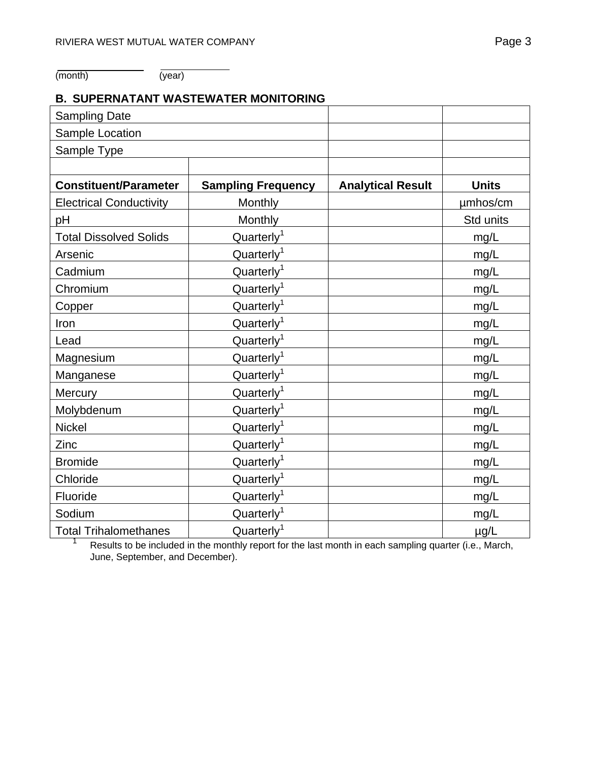\_\_\_\_\_\_\_\_\_\_\_\_\_\_\_ \_\_\_\_\_\_\_\_\_\_\_\_
(month) (year)

### B. SUPERNATANT WASTEWATER MONITORING

| Sampling Date | | | |
|---|---|---|---|
| Sample Location | | | |
| Sample Type | | | |
| | | | |
| **Constituent/Parameter** | **Sampling Frequency** | **Analytical Result** | **Units** |
| Electrical Conductivity | Monthly | | µmhos/cm |
| pH | Monthly | | Std units |
| Total Dissolved Solids | Quarterly[1] | | mg/L |
| Arsenic | Quarterly[1] | | mg/L |
| Cadmium | Quarterly[1] | | mg/L |
| Chromium | Quarterly[1] | | mg/L |
| Copper | Quarterly[1] | | mg/L |
| Iron | Quarterly[1] | | mg/L |
| Lead | Quarterly[1] | | mg/L |
| Magnesium | Quarterly[1] | | mg/L |
| Manganese | Quarterly[1] | | mg/L |
| Mercury | Quarterly[1] | | mg/L |
| Molybdenum | Quarterly[1] | | mg/L |
| Nickel | Quarterly[1] | | mg/L |
| Zinc | Quarterly[1] | | mg/L |
| Bromide | Quarterly[1] | | mg/L |
| Chloride | Quarterly[1] | | mg/L |
| Fluoride | Quarterly[1] | | mg/L |
| Sodium | Quarterly[1] | | mg/L |
| Total Trihalomethanes | Quarterly[1] | | µg/L |

[1] Results to be included in the monthly report for the last month in each sampling quarter (i.e., March, June, September, and December).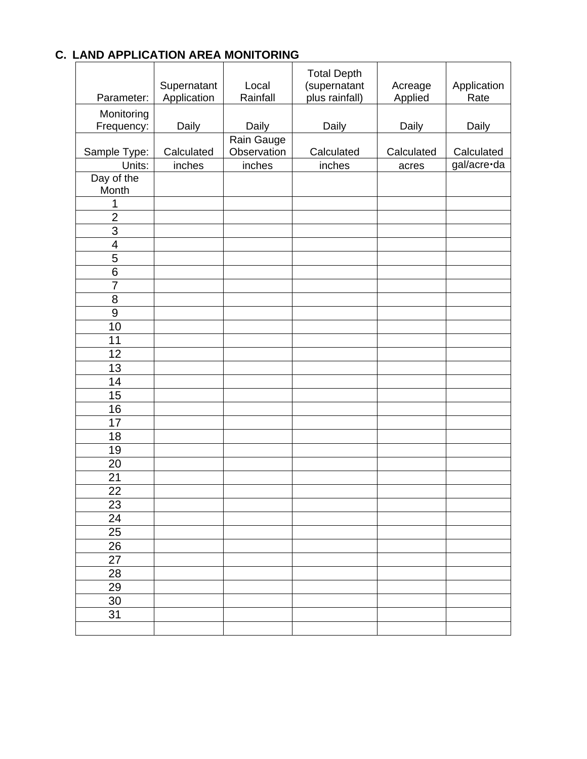### C. LAND APPLICATION AREA MONITORING

| Parameter: | Supernatant Application | Local Rainfall | Total Depth (supernatant plus rainfall) | Acreage Applied | Application Rate |
|---|---|---|---|---|---|
| Monitoring Frequency: | Daily | Daily | Daily | Daily | Daily |
| Sample Type: | Calculated | Rain Gauge Observation | Calculated | Calculated | Calculated |
| Units: | inches | inches | inches | acres | gal/acre•da |
| Day of the Month | | | | | |
| 1 | | | | | |
| 2 | | | | | |
| 3 | | | | | |
| 4 | | | | | |
| 5 | | | | | |
| 6 | | | | | |
| 7 | | | | | |
| 8 | | | | | |
| 9 | | | | | |
| 10 | | | | | |
| 11 | | | | | |
| 12 | | | | | |
| 13 | | | | | |
| 14 | | | | | |
| 15 | | | | | |
| 16 | | | | | |
| 17 | | | | | |
| 18 | | | | | |
| 19 | | | | | |
| 20 | | | | | |
| 21 | | | | | |
| 22 | | | | | |
| 23 | | | | | |
| 24 | | | | | |
| 25 | | | | | |
| 26 | | | | | |
| 27 | | | | | |
| 28 | | | | | |
| 29 | | | | | |
| 30 | | | | | |
| 31 | | | | | |
| | | | | | |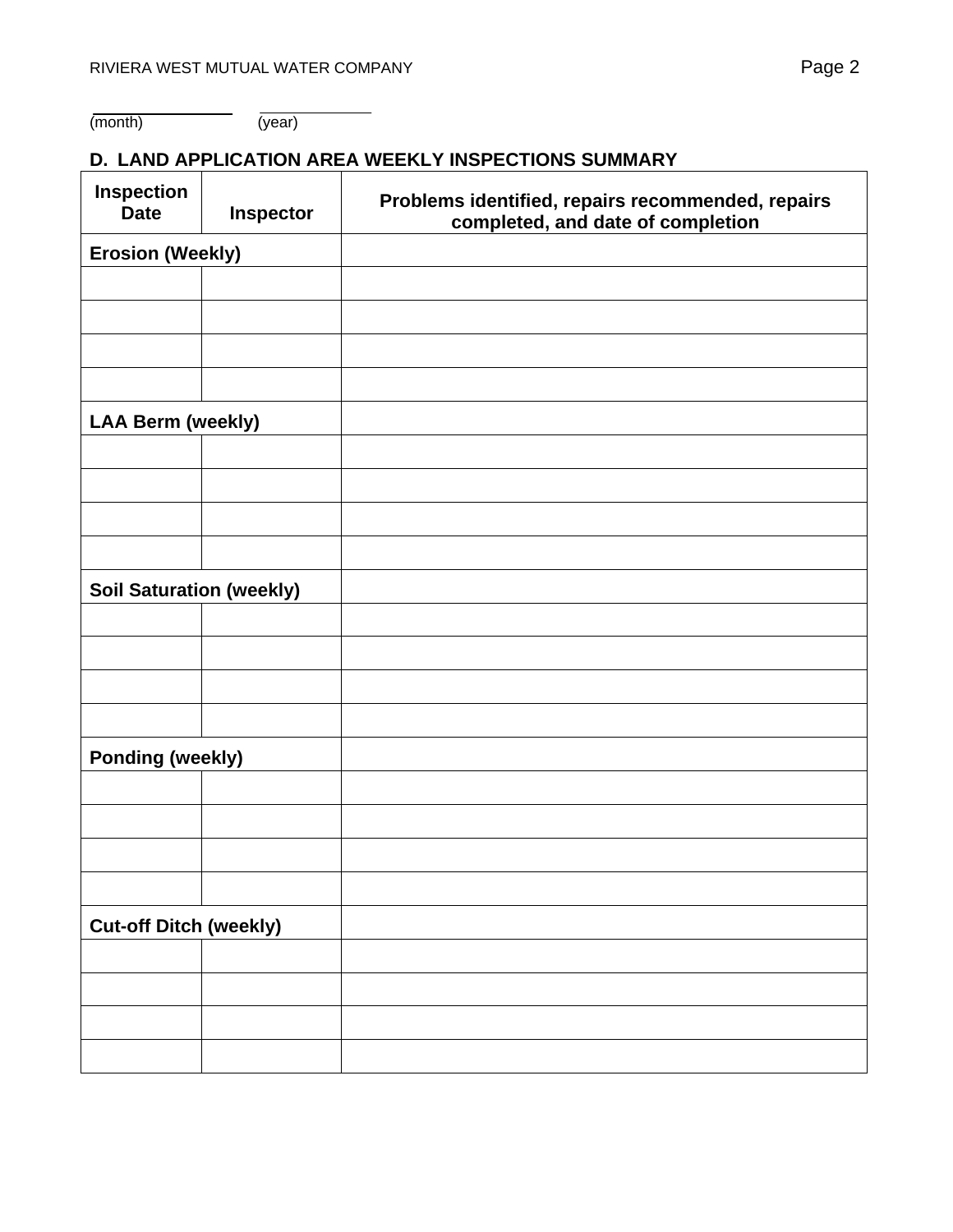______________ ______________
(month) (year)

**D. LAND APPLICATION AREA WEEKLY INSPECTIONS SUMMARY**

| Inspection Date | Inspector | Problems identified, repairs recommended, repairs completed, and date of completion |
|---|---|---|
| **Erosion (Weekly)** | | |
| | | |
| | | |
| | | |
| | | |
| **LAA Berm (weekly)** | | |
| | | |
| | | |
| | | |
| | | |
| **Soil Saturation (weekly)** | | |
| | | |
| | | |
| | | |
| | | |
| **Ponding (weekly)** | | |
| | | |
| | | |
| | | |
| | | |
| **Cut-off Ditch (weekly)** | | |
| | | |
| | | |
| | | |
| | | |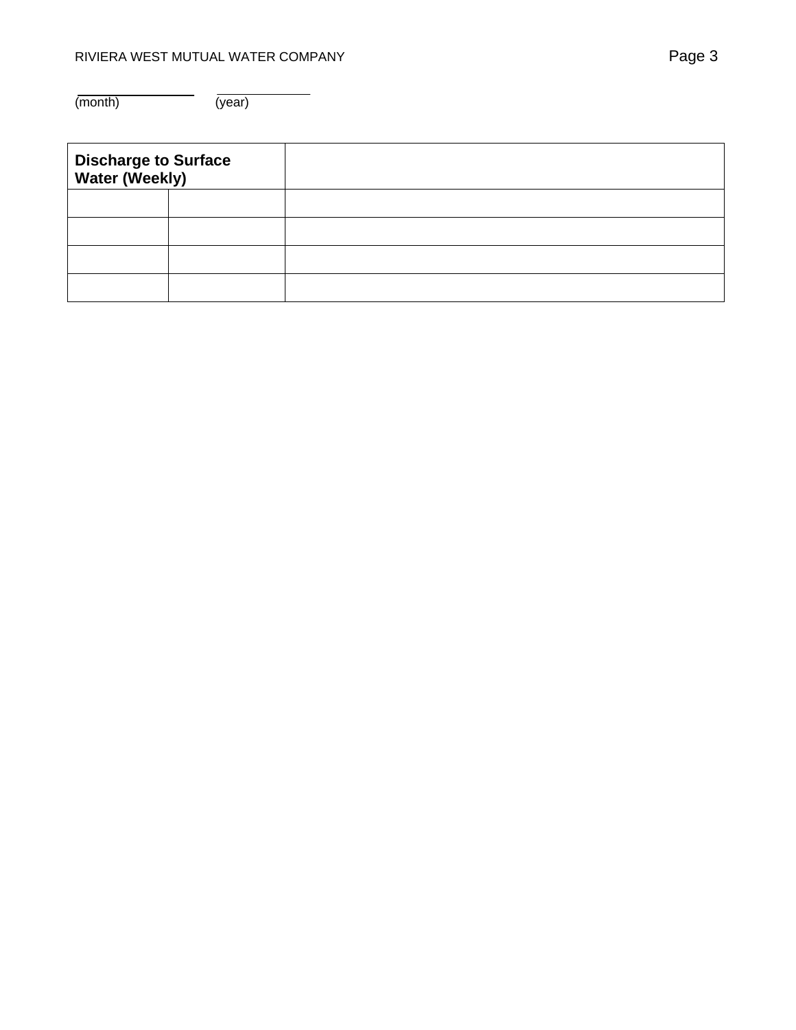______________ ____________
(month) (year)

| Discharge to Surface Water (Weekly) | | |
|---|---|---|
| | | |
| | | |
| | | |
| | | |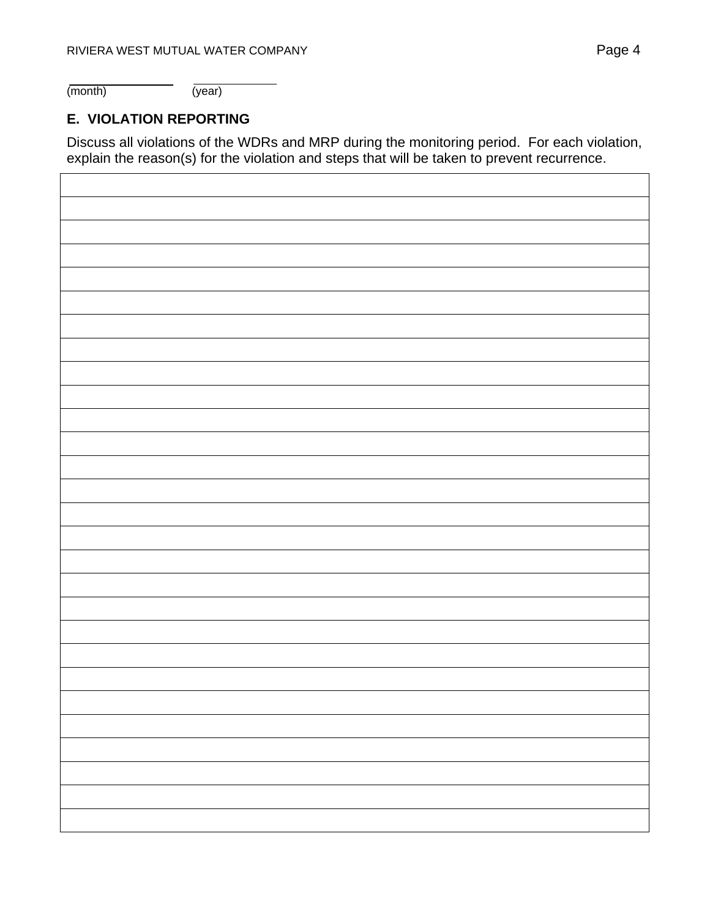\_\_\_\_\_\_\_\_\_\_\_\_\_\_\_ \_\_\_\_\_\_\_\_\_\_\_\_
(month) (year)

**E. VIOLATION REPORTING**

Discuss all violations of the WDRs and MRP during the monitoring period. For each violation, explain the reason(s) for the violation and steps that will be taken to prevent recurrence.

| |
|---|
| |
| |
| |
| |
| |
| |
| |
| |
| |
| |
| |
| |
| |
| |
| |
| |
| |
| |
| |
| |
| |
| |
| |
| |
| |
| |
| |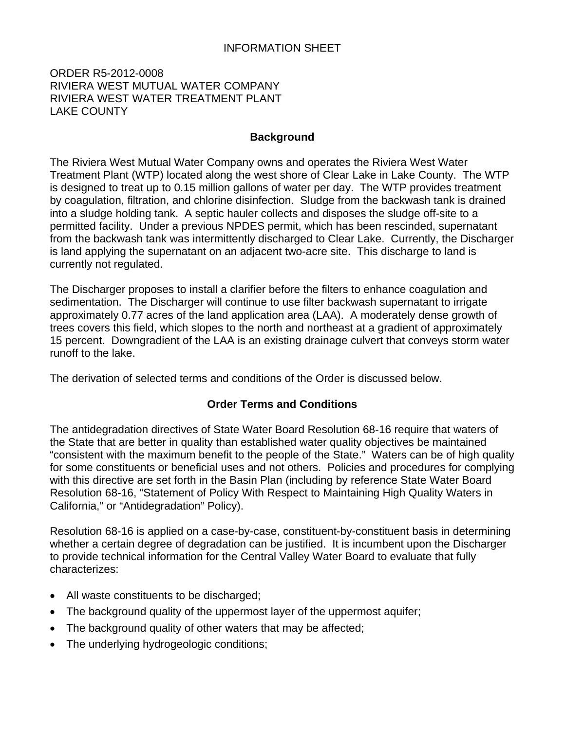INFORMATION SHEET

ORDER R5-2012-0008
RIVIERA WEST MUTUAL WATER COMPANY
RIVIERA WEST WATER TREATMENT PLANT
LAKE COUNTY

## Background

The Riviera West Mutual Water Company owns and operates the Riviera West Water Treatment Plant (WTP) located along the west shore of Clear Lake in Lake County. The WTP is designed to treat up to 0.15 million gallons of water per day. The WTP provides treatment by coagulation, filtration, and chlorine disinfection. Sludge from the backwash tank is drained into a sludge holding tank. A septic hauler collects and disposes the sludge off-site to a permitted facility. Under a previous NPDES permit, which has been rescinded, supernatant from the backwash tank was intermittently discharged to Clear Lake. Currently, the Discharger is land applying the supernatant on an adjacent two-acre site. This discharge to land is currently not regulated.

The Discharger proposes to install a clarifier before the filters to enhance coagulation and sedimentation. The Discharger will continue to use filter backwash supernatant to irrigate approximately 0.77 acres of the land application area (LAA). A moderately dense growth of trees covers this field, which slopes to the north and northeast at a gradient of approximately 15 percent. Downgradient of the LAA is an existing drainage culvert that conveys storm water runoff to the lake.

The derivation of selected terms and conditions of the Order is discussed below.

## Order Terms and Conditions

The antidegradation directives of State Water Board Resolution 68-16 require that waters of the State that are better in quality than established water quality objectives be maintained "consistent with the maximum benefit to the people of the State." Waters can be of high quality for some constituents or beneficial uses and not others. Policies and procedures for complying with this directive are set forth in the Basin Plan (including by reference State Water Board Resolution 68-16, "Statement of Policy With Respect to Maintaining High Quality Waters in California," or "Antidegradation" Policy).

Resolution 68-16 is applied on a case-by-case, constituent-by-constituent basis in determining whether a certain degree of degradation can be justified. It is incumbent upon the Discharger to provide technical information for the Central Valley Water Board to evaluate that fully characterizes:

- All waste constituents to be discharged;
- The background quality of the uppermost layer of the uppermost aquifer;
- The background quality of other waters that may be affected;
- The underlying hydrogeologic conditions;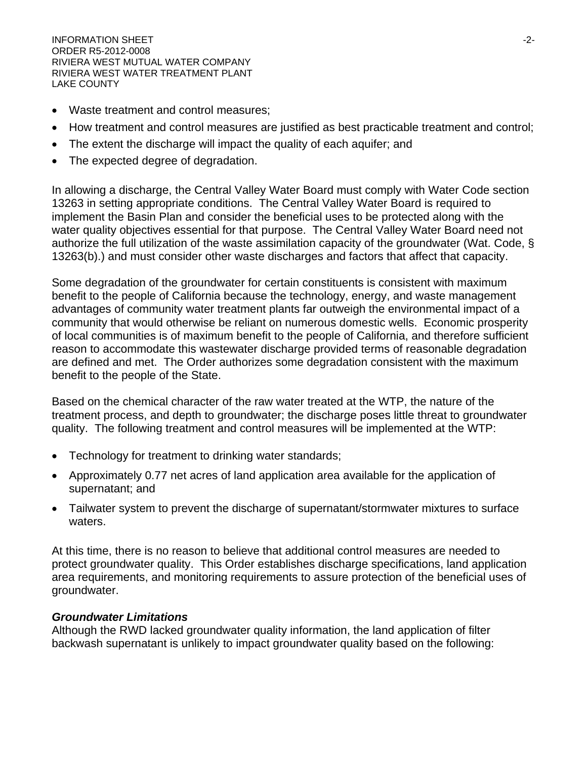- Waste treatment and control measures;
- How treatment and control measures are justified as best practicable treatment and control;
- The extent the discharge will impact the quality of each aquifer; and
- The expected degree of degradation.

In allowing a discharge, the Central Valley Water Board must comply with Water Code section 13263 in setting appropriate conditions. The Central Valley Water Board is required to implement the Basin Plan and consider the beneficial uses to be protected along with the water quality objectives essential for that purpose. The Central Valley Water Board need not authorize the full utilization of the waste assimilation capacity of the groundwater (Wat. Code, § 13263(b).) and must consider other waste discharges and factors that affect that capacity.

Some degradation of the groundwater for certain constituents is consistent with maximum benefit to the people of California because the technology, energy, and waste management advantages of community water treatment plants far outweigh the environmental impact of a community that would otherwise be reliant on numerous domestic wells. Economic prosperity of local communities is of maximum benefit to the people of California, and therefore sufficient reason to accommodate this wastewater discharge provided terms of reasonable degradation are defined and met. The Order authorizes some degradation consistent with the maximum benefit to the people of the State.

Based on the chemical character of the raw water treated at the WTP, the nature of the treatment process, and depth to groundwater; the discharge poses little threat to groundwater quality. The following treatment and control measures will be implemented at the WTP:

- Technology for treatment to drinking water standards;
- Approximately 0.77 net acres of land application area available for the application of supernatant; and
- Tailwater system to prevent the discharge of supernatant/stormwater mixtures to surface waters.

At this time, there is no reason to believe that additional control measures are needed to protect groundwater quality. This Order establishes discharge specifications, land application area requirements, and monitoring requirements to assure protection of the beneficial uses of groundwater.

***Groundwater Limitations***

Although the RWD lacked groundwater quality information, the land application of filter backwash supernatant is unlikely to impact groundwater quality based on the following: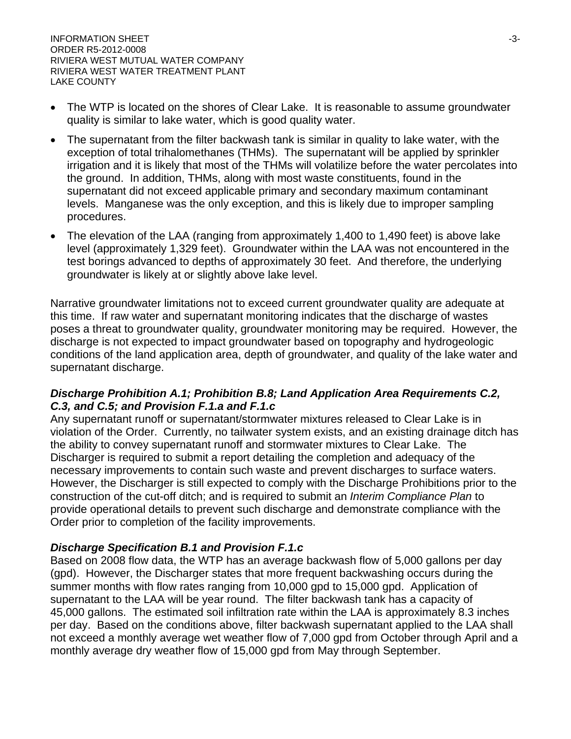- The WTP is located on the shores of Clear Lake. It is reasonable to assume groundwater quality is similar to lake water, which is good quality water.
- The supernatant from the filter backwash tank is similar in quality to lake water, with the exception of total trihalomethanes (THMs). The supernatant will be applied by sprinkler irrigation and it is likely that most of the THMs will volatilize before the water percolates into the ground. In addition, THMs, along with most waste constituents, found in the supernatant did not exceed applicable primary and secondary maximum contaminant levels. Manganese was the only exception, and this is likely due to improper sampling procedures.
- The elevation of the LAA (ranging from approximately 1,400 to 1,490 feet) is above lake level (approximately 1,329 feet). Groundwater within the LAA was not encountered in the test borings advanced to depths of approximately 30 feet. And therefore, the underlying groundwater is likely at or slightly above lake level.

Narrative groundwater limitations not to exceed current groundwater quality are adequate at this time. If raw water and supernatant monitoring indicates that the discharge of wastes poses a threat to groundwater quality, groundwater monitoring may be required. However, the discharge is not expected to impact groundwater based on topography and hydrogeologic conditions of the land application area, depth of groundwater, and quality of the lake water and supernatant discharge.

***Discharge Prohibition A.1; Prohibition B.8; Land Application Area Requirements C.2, C.3, and C.5; and Provision F.1.a and F.1.c***

Any supernatant runoff or supernatant/stormwater mixtures released to Clear Lake is in violation of the Order. Currently, no tailwater system exists, and an existing drainage ditch has the ability to convey supernatant runoff and stormwater mixtures to Clear Lake. The Discharger is required to submit a report detailing the completion and adequacy of the necessary improvements to contain such waste and prevent discharges to surface waters. However, the Discharger is still expected to comply with the Discharge Prohibitions prior to the construction of the cut-off ditch; and is required to submit an *Interim Compliance Plan* to provide operational details to prevent such discharge and demonstrate compliance with the Order prior to completion of the facility improvements.

***Discharge Specification B.1 and Provision F.1.c***

Based on 2008 flow data, the WTP has an average backwash flow of 5,000 gallons per day (gpd). However, the Discharger states that more frequent backwashing occurs during the summer months with flow rates ranging from 10,000 gpd to 15,000 gpd. Application of supernatant to the LAA will be year round. The filter backwash tank has a capacity of 45,000 gallons. The estimated soil infiltration rate within the LAA is approximately 8.3 inches per day. Based on the conditions above, filter backwash supernatant applied to the LAA shall not exceed a monthly average wet weather flow of 7,000 gpd from October through April and a monthly average dry weather flow of 15,000 gpd from May through September.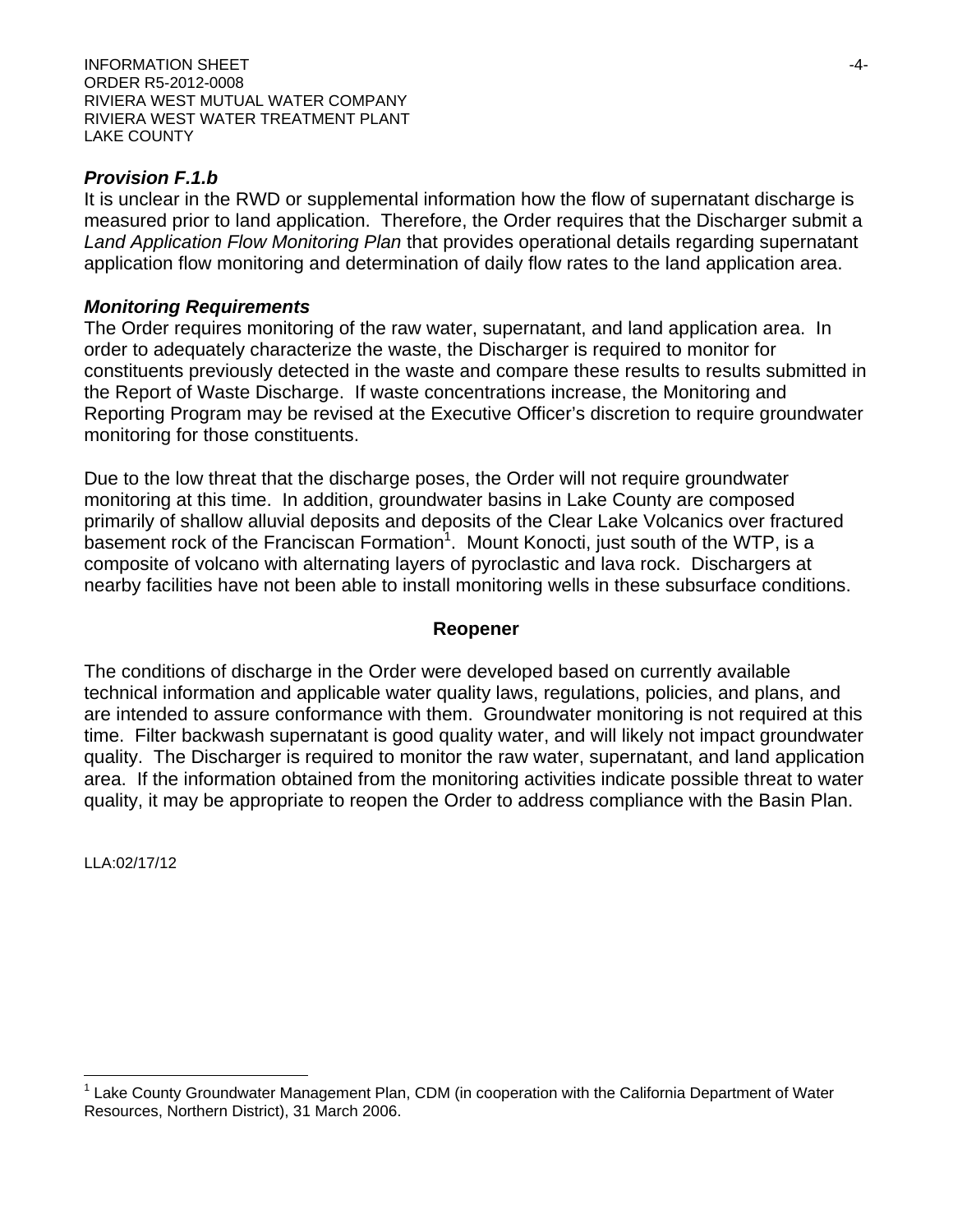***Provision F.1.b***

It is unclear in the RWD or supplemental information how the flow of supernatant discharge is measured prior to land application. Therefore, the Order requires that the Discharger submit a *Land Application Flow Monitoring Plan* that provides operational details regarding supernatant application flow monitoring and determination of daily flow rates to the land application area.

***Monitoring Requirements***

The Order requires monitoring of the raw water, supernatant, and land application area. In order to adequately characterize the waste, the Discharger is required to monitor for constituents previously detected in the waste and compare these results to results submitted in the Report of Waste Discharge. If waste concentrations increase, the Monitoring and Reporting Program may be revised at the Executive Officer's discretion to require groundwater monitoring for those constituents.

Due to the low threat that the discharge poses, the Order will not require groundwater monitoring at this time. In addition, groundwater basins in Lake County are composed primarily of shallow alluvial deposits and deposits of the Clear Lake Volcanics over fractured basement rock of the Franciscan Formation[1]. Mount Konocti, just south of the WTP, is a composite of volcano with alternating layers of pyroclastic and lava rock. Dischargers at nearby facilities have not been able to install monitoring wells in these subsurface conditions.

## Reopener

The conditions of discharge in the Order were developed based on currently available technical information and applicable water quality laws, regulations, policies, and plans, and are intended to assure conformance with them. Groundwater monitoring is not required at this time. Filter backwash supernatant is good quality water, and will likely not impact groundwater quality. The Discharger is required to monitor the raw water, supernatant, and land application area. If the information obtained from the monitoring activities indicate possible threat to water quality, it may be appropriate to reopen the Order to address compliance with the Basin Plan.

LLA:02/17/12

[1] Lake County Groundwater Management Plan, CDM (in cooperation with the California Department of Water Resources, Northern District), 31 March 2006.